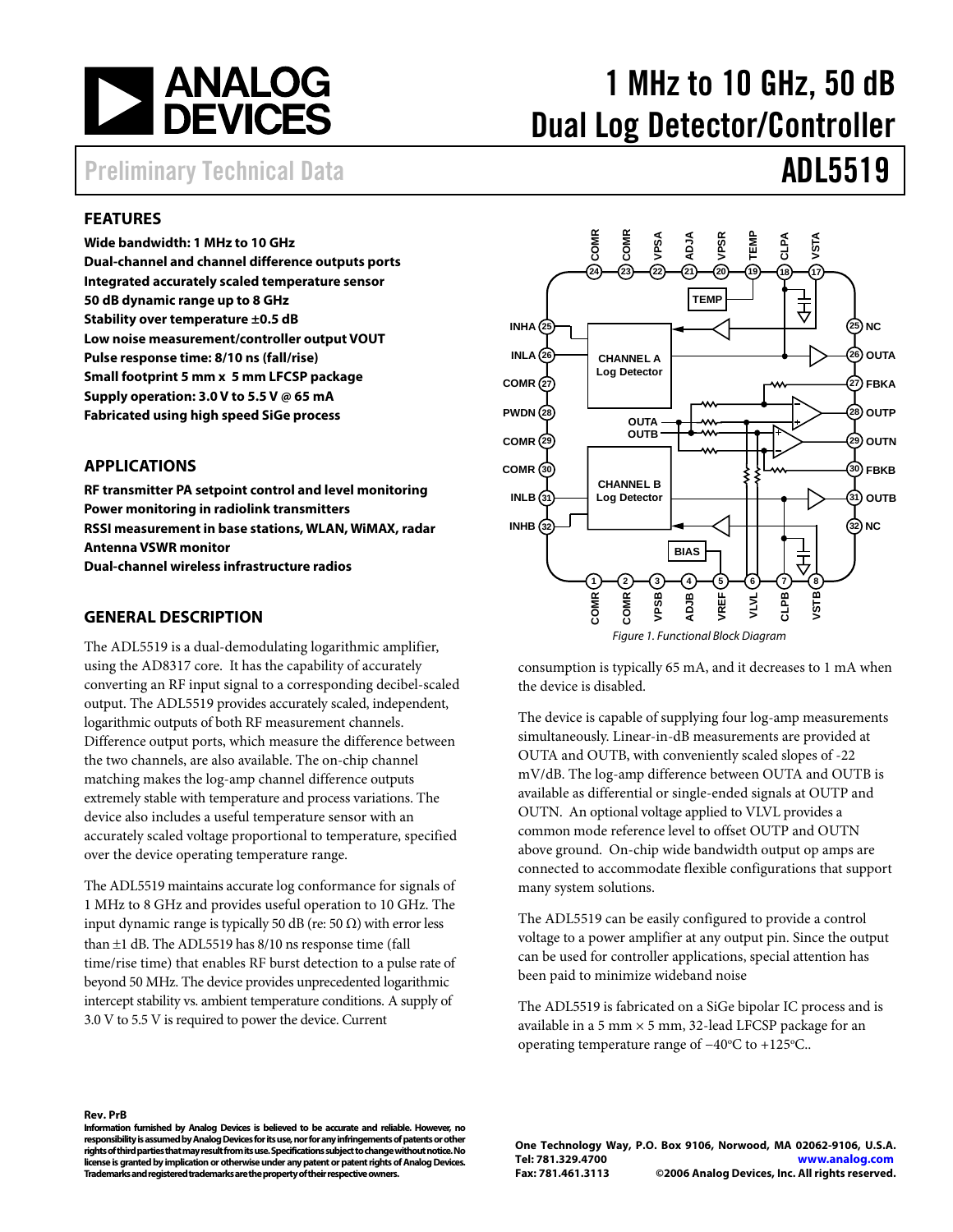# 1 MHz to 10 GHz, 50 dB Dual Log Detector/Controller

Preliminary Technical Data

# ADL5519

## FEATURES

**Wide bandwidth: 1 MHz to 10 GHz**
**Dual-channel and channel difference outputs ports**
**Integrated accurately scaled temperature sensor**
**50 dB dynamic range up to 8 GHz**
**Stability over temperature ±0.5 dB**
**Low noise measurement/controller output VOUT**
**Pulse response time: 8/10 ns (fall/rise)**
**Small footprint 5 mm x 5 mm LFCSP package**
**Supply operation: 3.0 V to 5.5 V @ 65 mA**
**Fabricated using high speed SiGe process**

## APPLICATIONS

**RF transmitter PA setpoint control and level monitoring**
**Power monitoring in radiolink transmitters**
**RSSI measurement in base stations, WLAN, WiMAX, radar**
**Antenna VSWR monitor**
**Dual-channel wireless infrastructure radios**

## GENERAL DESCRIPTION

The ADL5519 is a dual-demodulating logarithmic amplifier, using the AD8317 core. It has the capability of accurately converting an RF input signal to a corresponding decibel-scaled output. The ADL5519 provides accurately scaled, independent, logarithmic outputs of both RF measurement channels. Difference output ports, which measure the difference between the two channels, are also available. The on-chip channel matching makes the log-amp channel difference outputs extremely stable with temperature and process variations. The device also includes a useful temperature sensor with an accurately scaled voltage proportional to temperature, specified over the device operating temperature range.

The ADL5519 maintains accurate log conformance for signals of 1 MHz to 8 GHz and provides useful operation to 10 GHz. The input dynamic range is typically 50 dB (re: 50 Ω) with error less than ±1 dB. The ADL5519 has 8/10 ns response time (fall time/rise time) that enables RF burst detection to a pulse rate of beyond 50 MHz. The device provides unprecedented logarithmic intercept stability vs. ambient temperature conditions. A supply of 3.0 V to 5.5 V is required to power the device. Current consumption is typically 65 mA, and it decreases to 1 mA when the device is disabled.

The device is capable of supplying four log-amp measurements simultaneously. Linear-in-dB measurements are provided at OUTA and OUTB, with conveniently scaled slopes of -22 mV/dB. The log-amp difference between OUTA and OUTB is available as differential or single-ended signals at OUTP and OUTN. An optional voltage applied to VLVL provides a common mode reference level to offset OUTP and OUTN above ground. On-chip wide bandwidth output op amps are connected to accommodate flexible configurations that support many system solutions.

The ADL5519 can be easily configured to provide a control voltage to a power amplifier at any output pin. Since the output can be used for controller applications, special attention has been paid to minimize wideband noise

The ADL5519 is fabricated on a SiGe bipolar IC process and is available in a 5 mm × 5 mm, 32-lead LFCSP package for an operating temperature range of −40°C to +125°C..

*Figure 1. Functional Block Diagram*

Rev. PrB

Information furnished by Analog Devices is believed to be accurate and reliable. However, no responsibility is assumed by Analog Devices for its use, nor for any infringements of patents or other rights of third parties that may result from its use. Specifications subject to change without notice. No license is granted by implication or otherwise under any patent or patent rights of Analog Devices. Trademarks and registered trademarks are the property of their respective owners.

One Technology Way, P.O. Box 9106, Norwood, MA 02062-9106, U.S.A.
Tel: 781.329.4700 www.analog.com
Fax: 781.461.3113 ©2006 Analog Devices, Inc. All rights reserved.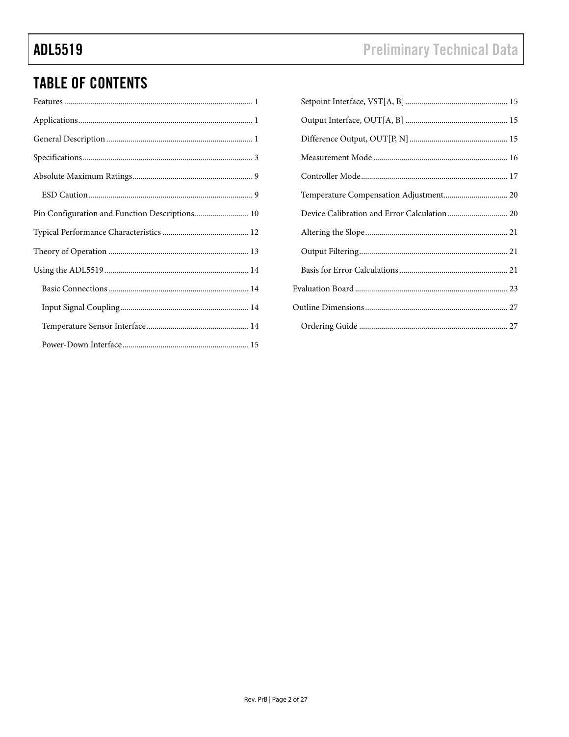## TABLE OF CONTENTS

Features ........ 1
Applications ........ 1
General Description ........ 1
Specifications ........ 3
Absolute Maximum Ratings ........ 9
- ESD Caution ........ 9

Pin Configuration and Function Descriptions ........ 10
Typical Performance Characteristics ........ 12
Theory of Operation ........ 13
Using the ADL5519 ........ 14
- Basic Connections ........ 14
- Input Signal Coupling ........ 14
- Temperature Sensor Interface ........ 14
- Power-Down Interface ........ 15
- Setpoint Interface, VST[A, B] ........ 15
- Output Interface, OUT[A, B] ........ 15
- Difference Output, OUT[P, N] ........ 15
- Measurement Mode ........ 16
- Controller Mode ........ 17
- Temperature Compensation Adjustment ........ 20
- Device Calibration and Error Calculation ........ 20
- Altering the Slope ........ 21
- Output Filtering ........ 21
- Basis for Error Calculations ........ 21

Evaluation Board ........ 23
Outline Dimensions ........ 27
- Ordering Guide ........ 27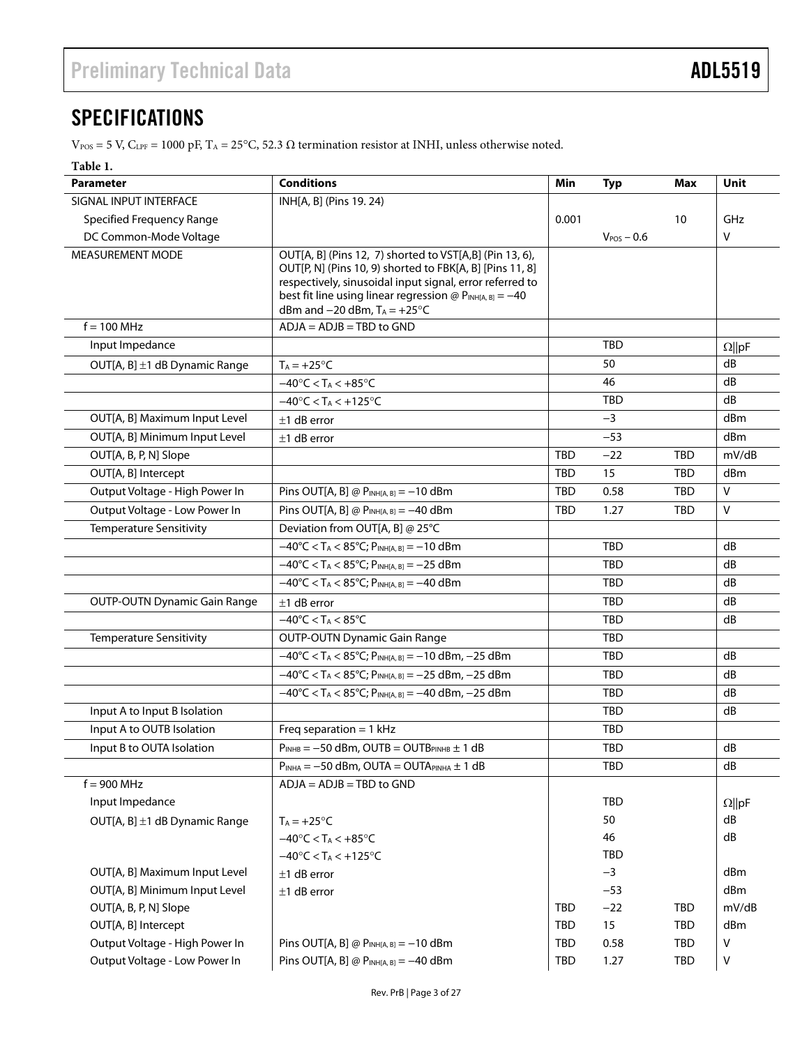## SPECIFICATIONS

$V_{POS}$ = 5 V, $C_{LPF}$ = 1000 pF, $T_A$ = 25°C, 52.3 Ω termination resistor at INHI, unless otherwise noted.

**Table 1.**

| Parameter | Conditions | Min | Typ | Max | Unit |
|---|---|---|---|---|---|
| SIGNAL INPUT INTERFACE | INH[A, B] (Pins 19. 24) | | | | |
| Specified Frequency Range | | 0.001 | | 10 | GHz |
| DC Common-Mode Voltage | | | $V_{POS}$ – 0.6 | | V |
| MEASUREMENT MODE | OUT[A, B] (Pins 12, 7) shorted to VST[A,B] (Pin 13, 6), OUT[P, N] (Pins 10, 9) shorted to FBK[A, B] [Pins 11, 8] respectively, sinusoidal input signal, error referred to best fit line using linear regression @ $P_{INH[A, B]}$ = −40 dBm and −20 dBm, $T_A$ = +25°C | | | | |
| f = 100 MHz | ADJA = ADJB = TBD to GND | | | | |
| Input Impedance | | | TBD | | Ω‖pF |
| OUT[A, B] ±1 dB Dynamic Range | $T_A$ = +25°C | | 50 | | dB |
| | −40°C < $T_A$ < +85°C | | 46 | | dB |
| | −40°C < $T_A$ < +125°C | | TBD | | dB |
| OUT[A, B] Maximum Input Level | ±1 dB error | | −3 | | dBm |
| OUT[A, B] Minimum Input Level | ±1 dB error | | −53 | | dBm |
| OUT[A, B, P, N] Slope | | TBD | −22 | TBD | mV/dB |
| OUT[A, B] Intercept | | TBD | 15 | TBD | dBm |
| Output Voltage - High Power In | Pins OUT[A, B] @ $P_{INH[A, B]}$ = −10 dBm | TBD | 0.58 | TBD | V |
| Output Voltage - Low Power In | Pins OUT[A, B] @ $P_{INH[A, B]}$ = −40 dBm | TBD | 1.27 | TBD | V |
| Temperature Sensitivity | Deviation from OUT[A, B] @ 25°C | | | | |
| | −40°C < $T_A$ < 85°C; $P_{INH[A, B]}$ = −10 dBm | | TBD | | dB |
| | −40°C < $T_A$ < 85°C; $P_{INH[A, B]}$ = −25 dBm | | TBD | | dB |
| | −40°C < $T_A$ < 85°C; $P_{INH[A, B]}$ = −40 dBm | | TBD | | dB |
| OUTP-OUTN Dynamic Gain Range | ±1 dB error | | TBD | | dB |
| | −40°C < $T_A$ < 85°C | | TBD | | dB |
| Temperature Sensitivity | OUTP-OUTN Dynamic Gain Range | | TBD | | |
| | −40°C < $T_A$ < 85°C; $P_{INH[A, B]}$ = −10 dBm, −25 dBm | | TBD | | dB |
| | −40°C < $T_A$ < 85°C; $P_{INH[A, B]}$ = −25 dBm, −25 dBm | | TBD | | dB |
| | −40°C < $T_A$ < 85°C; $P_{INH[A, B]}$ = −40 dBm, −25 dBm | | TBD | | dB |
| Input A to Input B Isolation | | | TBD | | dB |
| Input A to OUTB Isolation | Freq separation = 1 kHz | | TBD | | |
| Input B to OUTA Isolation | $P_{INHB}$ = −50 dBm, OUTB = $OUTB_{PINHB}$ ± 1 dB | | TBD | | dB |
| | $P_{INHA}$ = −50 dBm, OUTA = $OUTA_{PINHA}$ ± 1 dB | | TBD | | dB |
| f = 900 MHz | ADJA = ADJB = TBD to GND | | | | |
| Input Impedance | | | TBD | | Ω‖pF |
| OUT[A, B] ±1 dB Dynamic Range | $T_A$ = +25°C | | 50 | | dB |
| | −40°C < $T_A$ < +85°C | | 46 | | dB |
| | −40°C < $T_A$ < +125°C | | TBD | | |
| OUT[A, B] Maximum Input Level | ±1 dB error | | −3 | | dBm |
| OUT[A, B] Minimum Input Level | ±1 dB error | | −53 | | dBm |
| OUT[A, B, P, N] Slope | | TBD | −22 | TBD | mV/dB |
| OUT[A, B] Intercept | | TBD | 15 | TBD | dBm |
| Output Voltage - High Power In | Pins OUT[A, B] @ $P_{INH[A, B]}$ = −10 dBm | TBD | 0.58 | TBD | V |
| Output Voltage - Low Power In | Pins OUT[A, B] @ $P_{INH[A, B]}$ = −40 dBm | TBD | 1.27 | TBD | V |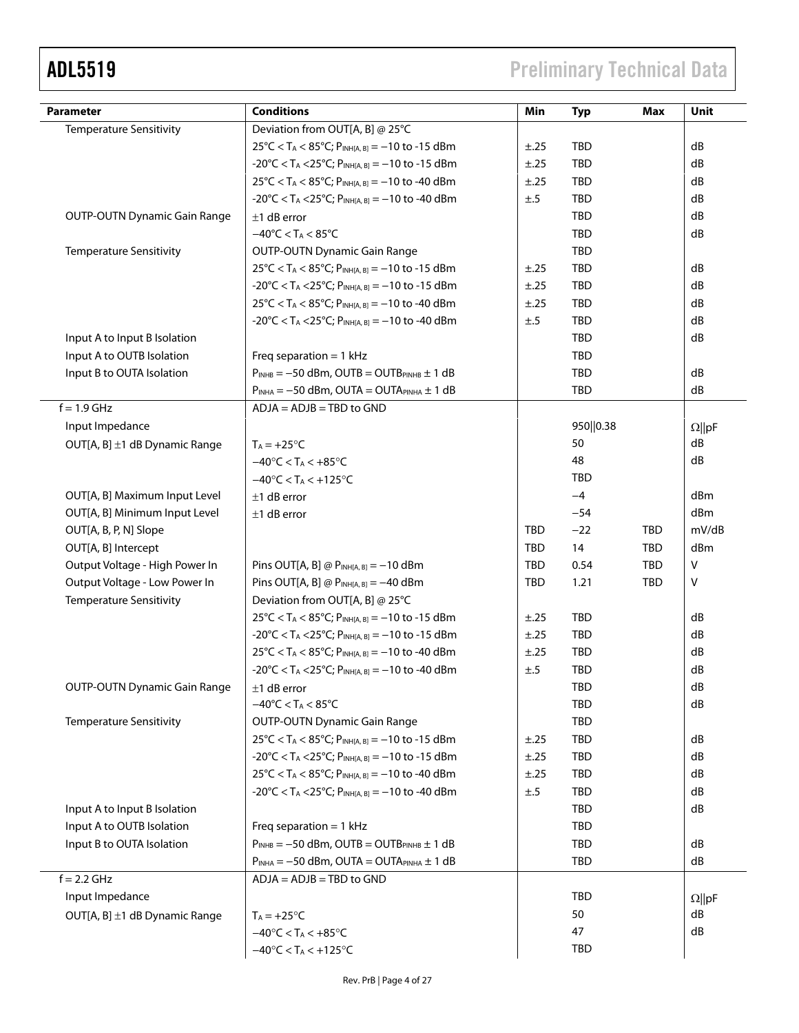| Parameter | Conditions | Min | Typ | Max | Unit |
|---|---|---|---|---|---|
| Temperature Sensitivity | Deviation from OUT[A, B] @ 25°C | | | | |
| | 25°C < $T_A$ < 85°C; $P_{INH[A, B]}$ = −10 to -15 dBm | ±.25 | TBD | | dB |
| | -20°C < $T_A$ <25°C; $P_{INH[A, B]}$ = −10 to -15 dBm | ±.25 | TBD | | dB |
| | 25°C < $T_A$ < 85°C; $P_{INH[A, B]}$ = −10 to -40 dBm | ±.25 | TBD | | dB |
| | -20°C < $T_A$ <25°C; $P_{INH[A, B]}$ = −10 to -40 dBm | ±.5 | TBD | | dB |
| OUTP-OUTN Dynamic Gain Range | ±1 dB error | | TBD | | dB |
| | −40°C < $T_A$ < 85°C | | TBD | | dB |
| Temperature Sensitivity | OUTP-OUTN Dynamic Gain Range | | TBD | | |
| | 25°C < $T_A$ < 85°C; $P_{INH[A, B]}$ = −10 to -15 dBm | ±.25 | TBD | | dB |
| | -20°C < $T_A$ <25°C; $P_{INH[A, B]}$ = −10 to -15 dBm | ±.25 | TBD | | dB |
| | 25°C < $T_A$ < 85°C; $P_{INH[A, B]}$ = −10 to -40 dBm | ±.25 | TBD | | dB |
| | -20°C < $T_A$ <25°C; $P_{INH[A, B]}$ = −10 to -40 dBm | ±.5 | TBD | | dB |
| Input A to Input B Isolation | | | TBD | | dB |
| Input A to OUTB Isolation | Freq separation = 1 kHz | | TBD | | |
| Input B to OUTA Isolation | $P_{INHB}$ = −50 dBm, OUTB = $OUTB_{PINHB}$ ± 1 dB | | TBD | | dB |
| | $P_{INHA}$ = −50 dBm, OUTA = $OUTA_{PINHA}$ ± 1 dB | | TBD | | dB |
| f = 1.9 GHz | ADJA = ADJB = TBD to GND | | | | |
| Input Impedance | | | 950‖0.38 | | Ω‖pF |
| OUT[A, B] ±1 dB Dynamic Range | $T_A$ = +25°C | | 50 | | dB |
| | −40°C < $T_A$ < +85°C | | 48 | | dB |
| | −40°C < $T_A$ < +125°C | | TBD | | |
| OUT[A, B] Maximum Input Level | ±1 dB error | | −4 | | dBm |
| OUT[A, B] Minimum Input Level | ±1 dB error | | −54 | | dBm |
| OUT[A, B, P, N] Slope | | TBD | −22 | TBD | mV/dB |
| OUT[A, B] Intercept | | TBD | 14 | TBD | dBm |
| Output Voltage - High Power In | Pins OUT[A, B] @ $P_{INH[A, B]}$ = −10 dBm | TBD | 0.54 | TBD | V |
| Output Voltage - Low Power In | Pins OUT[A, B] @ $P_{INH[A, B]}$ = −40 dBm | TBD | 1.21 | TBD | V |
| Temperature Sensitivity | Deviation from OUT[A, B] @ 25°C | | | | |
| | 25°C < $T_A$ < 85°C; $P_{INH[A, B]}$ = −10 to -15 dBm | ±.25 | TBD | | dB |
| | -20°C < $T_A$ <25°C; $P_{INH[A, B]}$ = −10 to -15 dBm | ±.25 | TBD | | dB |
| | 25°C < $T_A$ < 85°C; $P_{INH[A, B]}$ = −10 to -40 dBm | ±.25 | TBD | | dB |
| | -20°C < $T_A$ <25°C; $P_{INH[A, B]}$ = −10 to -40 dBm | ±.5 | TBD | | dB |
| OUTP-OUTN Dynamic Gain Range | ±1 dB error | | TBD | | dB |
| | −40°C < $T_A$ < 85°C | | TBD | | dB |
| Temperature Sensitivity | OUTP-OUTN Dynamic Gain Range | | TBD | | |
| | 25°C < $T_A$ < 85°C; $P_{INH[A, B]}$ = −10 to -15 dBm | ±.25 | TBD | | dB |
| | -20°C < $T_A$ <25°C; $P_{INH[A, B]}$ = −10 to -15 dBm | ±.25 | TBD | | dB |
| | 25°C < $T_A$ < 85°C; $P_{INH[A, B]}$ = −10 to -40 dBm | ±.25 | TBD | | dB |
| | -20°C < $T_A$ <25°C; $P_{INH[A, B]}$ = −10 to -40 dBm | ±.5 | TBD | | dB |
| Input A to Input B Isolation | | | TBD | | dB |
| Input A to OUTB Isolation | Freq separation = 1 kHz | | TBD | | |
| Input B to OUTA Isolation | $P_{INHB}$ = −50 dBm, OUTB = $OUTB_{PINHB}$ ± 1 dB | | TBD | | dB |
| | $P_{INHA}$ = −50 dBm, OUTA = $OUTA_{PINHA}$ ± 1 dB | | TBD | | dB |
| f = 2.2 GHz | ADJA = ADJB = TBD to GND | | | | |
| Input Impedance | | | TBD | | Ω‖pF |
| OUT[A, B] ±1 dB Dynamic Range | $T_A$ = +25°C | | 50 | | dB |
| | −40°C < $T_A$ < +85°C | | 47 | | dB |
| | −40°C < $T_A$ < +125°C | | TBD | | |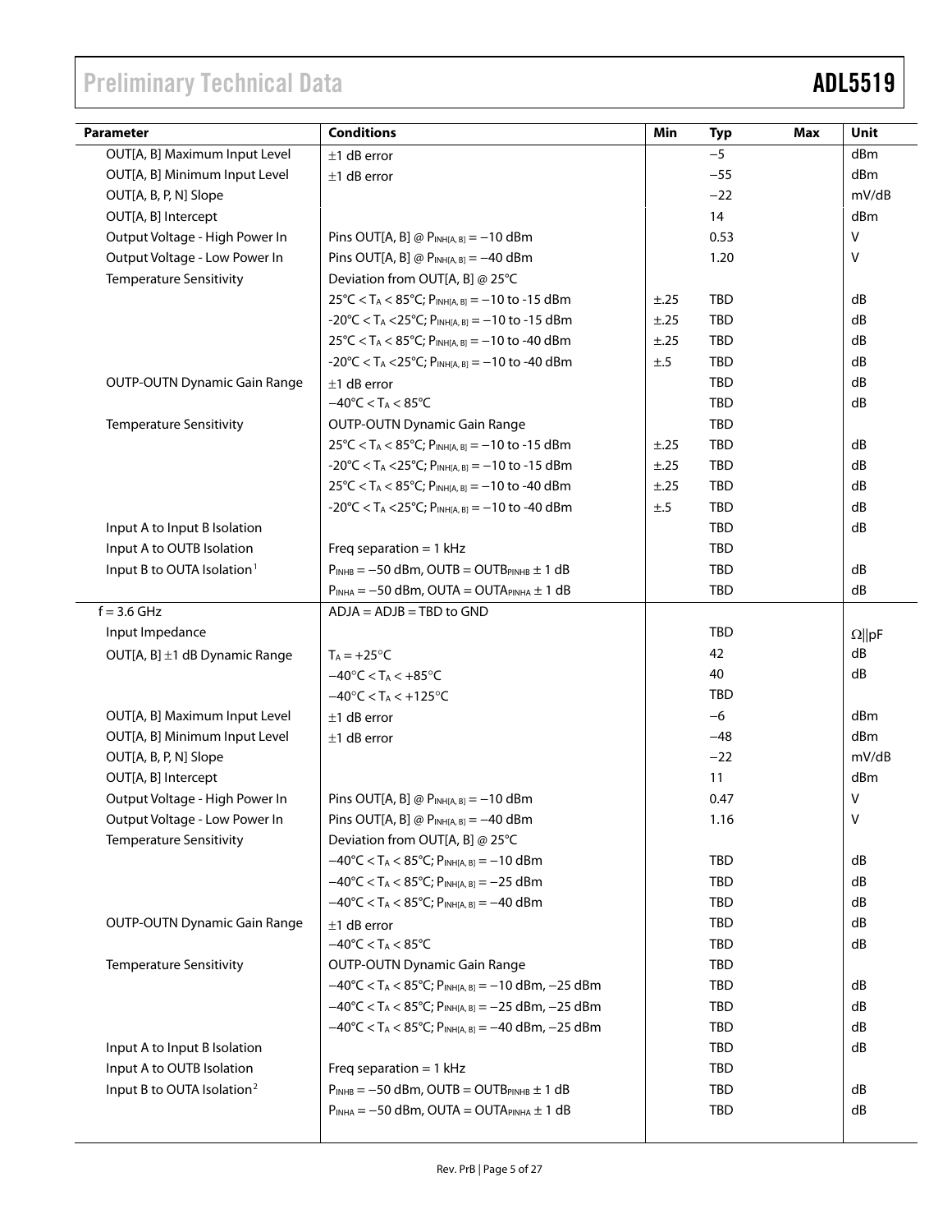| Parameter | Conditions | Min | Typ | Max | Unit |
|---|---|---|---|---|---|
| OUT[A, B] Maximum Input Level | ±1 dB error | | −5 | | dBm |
| OUT[A, B] Minimum Input Level | ±1 dB error | | −55 | | dBm |
| OUT[A, B, P, N] Slope | | | −22 | | mV/dB |
| OUT[A, B] Intercept | | | 14 | | dBm |
| Output Voltage - High Power In | Pins OUT[A, B] @ $P_{INH[A, B]}$ = −10 dBm | | 0.53 | | V |
| Output Voltage - Low Power In | Pins OUT[A, B] @ $P_{INH[A, B]}$ = −40 dBm | | 1.20 | | V |
| Temperature Sensitivity | Deviation from OUT[A, B] @ 25°C | | | | |
| | 25°C < $T_A$ < 85°C; $P_{INH[A, B]}$ = −10 to -15 dBm | ±.25 | TBD | | dB |
| | -20°C < $T_A$ <25°C; $P_{INH[A, B]}$ = −10 to -15 dBm | ±.25 | TBD | | dB |
| | 25°C < $T_A$ < 85°C; $P_{INH[A, B]}$ = −10 to -40 dBm | ±.25 | TBD | | dB |
| | -20°C < $T_A$ <25°C; $P_{INH[A, B]}$ = −10 to -40 dBm | ±.5 | TBD | | dB |
| OUTP-OUTN Dynamic Gain Range | ±1 dB error | | TBD | | dB |
| | −40°C < $T_A$ < 85°C | | TBD | | dB |
| Temperature Sensitivity | OUTP-OUTN Dynamic Gain Range | | TBD | | |
| | 25°C < $T_A$ < 85°C; $P_{INH[A, B]}$ = −10 to -15 dBm | ±.25 | TBD | | dB |
| | -20°C < $T_A$ <25°C; $P_{INH[A, B]}$ = −10 to -15 dBm | ±.25 | TBD | | dB |
| | 25°C < $T_A$ < 85°C; $P_{INH[A, B]}$ = −10 to -40 dBm | ±.25 | TBD | | dB |
| | -20°C < $T_A$ <25°C; $P_{INH[A, B]}$ = −10 to -40 dBm | ±.5 | TBD | | dB |
| Input A to Input B Isolation | | | TBD | | dB |
| Input A to OUTB Isolation | Freq separation = 1 kHz | | TBD | | |
| Input B to OUTA Isolation[1] | $P_{INHB}$ = −50 dBm, OUTB = $OUTB_{PINHB}$ ± 1 dB | | TBD | | dB |
| | $P_{INHA}$ = −50 dBm, OUTA = $OUTA_{PINHA}$ ± 1 dB | | TBD | | dB |
| f = 3.6 GHz | ADJA = ADJB = TBD to GND | | | | |
| Input Impedance | | | TBD | | Ω‖pF |
| OUT[A, B] ±1 dB Dynamic Range | $T_A$ = +25°C | | 42 | | dB |
| | −40°C < $T_A$ < +85°C | | 40 | | dB |
| | −40°C < $T_A$ < +125°C | | TBD | | |
| OUT[A, B] Maximum Input Level | ±1 dB error | | −6 | | dBm |
| OUT[A, B] Minimum Input Level | ±1 dB error | | −48 | | dBm |
| OUT[A, B, P, N] Slope | | | −22 | | mV/dB |
| OUT[A, B] Intercept | | | 11 | | dBm |
| Output Voltage - High Power In | Pins OUT[A, B] @ $P_{INH[A, B]}$ = −10 dBm | | 0.47 | | V |
| Output Voltage - Low Power In | Pins OUT[A, B] @ $P_{INH[A, B]}$ = −40 dBm | | 1.16 | | V |
| Temperature Sensitivity | Deviation from OUT[A, B] @ 25°C | | | | |
| | −40°C < $T_A$ < 85°C; $P_{INH[A, B]}$ = −10 dBm | | TBD | | dB |
| | −40°C < $T_A$ < 85°C; $P_{INH[A, B]}$ = −25 dBm | | TBD | | dB |
| | −40°C < $T_A$ < 85°C; $P_{INH[A, B]}$ = −40 dBm | | TBD | | dB |
| OUTP-OUTN Dynamic Gain Range | ±1 dB error | | TBD | | dB |
| | −40°C < $T_A$ < 85°C | | TBD | | dB |
| Temperature Sensitivity | OUTP-OUTN Dynamic Gain Range | | TBD | | |
| | −40°C < $T_A$ < 85°C; $P_{INH[A, B]}$ = −10 dBm, −25 dBm | | TBD | | dB |
| | −40°C < $T_A$ < 85°C; $P_{INH[A, B]}$ = −25 dBm, −25 dBm | | TBD | | dB |
| | −40°C < $T_A$ < 85°C; $P_{INH[A, B]}$ = −40 dBm, −25 dBm | | TBD | | dB |
| Input A to Input B Isolation | | | TBD | | dB |
| Input A to OUTB Isolation | Freq separation = 1 kHz | | TBD | | |
| Input B to OUTA Isolation[2] | $P_{INHB}$ = −50 dBm, OUTB = $OUTB_{PINHB}$ ± 1 dB | | TBD | | dB |
| | $P_{INHA}$ = −50 dBm, OUTA = $OUTA_{PINHA}$ ± 1 dB | | TBD | | dB |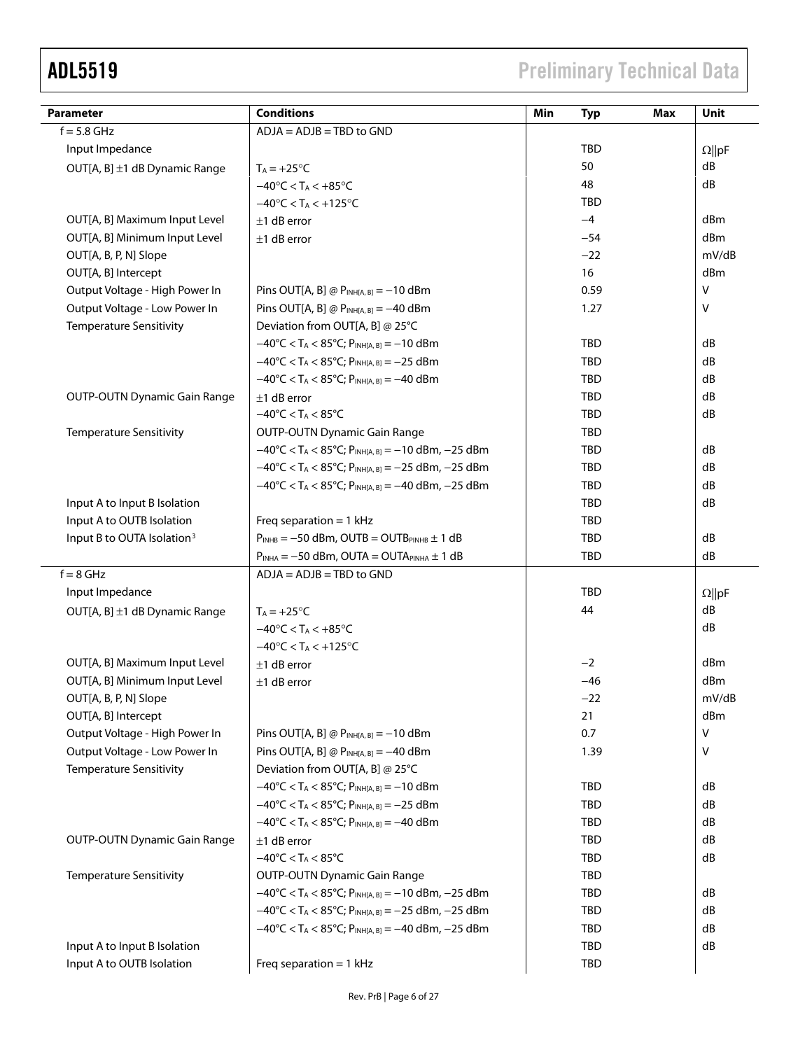| Parameter | Conditions | Min | Typ | Max | Unit |
|---|---|---|---|---|---|
| f = 5.8 GHz | ADJA = ADJB = TBD to GND | | | | |
| Input Impedance | | | TBD | | Ω‖pF |
| OUT[A, B] ±1 dB Dynamic Range | $T_A = +25°C$ | | 50 | | dB |
| | $-40°C < T_A < +85°C$ | | 48 | | dB |
| | $-40°C < T_A < +125°C$ | | TBD | | |
| OUT[A, B] Maximum Input Level | ±1 dB error | | −4 | | dBm |
| OUT[A, B] Minimum Input Level | ±1 dB error | | −54 | | dBm |
| OUT[A, B, P, N] Slope | | | −22 | | mV/dB |
| OUT[A, B] Intercept | | | 16 | | dBm |
| Output Voltage - High Power In | Pins OUT[A, B] @ $P_{INH[A, B]} = -10$ dBm | | 0.59 | | V |
| Output Voltage - Low Power In | Pins OUT[A, B] @ $P_{INH[A, B]} = -40$ dBm | | 1.27 | | V |
| Temperature Sensitivity | Deviation from OUT[A, B] @ 25°C | | | | |
| | $-40°C < T_A < 85°C$; $P_{INH[A, B]} = -10$ dBm | | TBD | | dB |
| | $-40°C < T_A < 85°C$; $P_{INH[A, B]} = -25$ dBm | | TBD | | dB |
| | $-40°C < T_A < 85°C$; $P_{INH[A, B]} = -40$ dBm | | TBD | | dB |
| OUTP-OUTN Dynamic Gain Range | ±1 dB error | | TBD | | dB |
| | $-40°C < T_A < 85°C$ | | TBD | | dB |
| Temperature Sensitivity | OUTP-OUTN Dynamic Gain Range | | TBD | | |
| | $-40°C < T_A < 85°C$; $P_{INH[A, B]} = -10$ dBm, −25 dBm | | TBD | | dB |
| | $-40°C < T_A < 85°C$; $P_{INH[A, B]} = -25$ dBm, −25 dBm | | TBD | | dB |
| | $-40°C < T_A < 85°C$; $P_{INH[A, B]} = -40$ dBm, −25 dBm | | TBD | | dB |
| Input A to Input B Isolation | | | TBD | | dB |
| Input A to OUTB Isolation | Freq separation = 1 kHz | | TBD | | |
| Input B to OUTA Isolation[3] | $P_{INHB} = -50$ dBm, OUTB = $OUTB_{PINHB}$ ± 1 dB | | TBD | | dB |
| | $P_{INHA} = -50$ dBm, OUTA = $OUTA_{PINHA}$ ± 1 dB | | TBD | | dB |
| f = 8 GHz | ADJA = ADJB = TBD to GND | | | | |
| Input Impedance | | | TBD | | Ω‖pF |
| OUT[A, B] ±1 dB Dynamic Range | $T_A = +25°C$ | | 44 | | dB |
| | $-40°C < T_A < +85°C$ | | | | dB |
| | $-40°C < T_A < +125°C$ | | | | |
| OUT[A, B] Maximum Input Level | ±1 dB error | | −2 | | dBm |
| OUT[A, B] Minimum Input Level | ±1 dB error | | −46 | | dBm |
| OUT[A, B, P, N] Slope | | | −22 | | mV/dB |
| OUT[A, B] Intercept | | | 21 | | dBm |
| Output Voltage - High Power In | Pins OUT[A, B] @ $P_{INH[A, B]} = -10$ dBm | | 0.7 | | V |
| Output Voltage - Low Power In | Pins OUT[A, B] @ $P_{INH[A, B]} = -40$ dBm | | 1.39 | | V |
| Temperature Sensitivity | Deviation from OUT[A, B] @ 25°C | | | | |
| | $-40°C < T_A < 85°C$; $P_{INH[A, B]} = -10$ dBm | | TBD | | dB |
| | $-40°C < T_A < 85°C$; $P_{INH[A, B]} = -25$ dBm | | TBD | | dB |
| | $-40°C < T_A < 85°C$; $P_{INH[A, B]} = -40$ dBm | | TBD | | dB |
| OUTP-OUTN Dynamic Gain Range | ±1 dB error | | TBD | | dB |
| | $-40°C < T_A < 85°C$ | | TBD | | dB |
| Temperature Sensitivity | OUTP-OUTN Dynamic Gain Range | | TBD | | |
| | $-40°C < T_A < 85°C$; $P_{INH[A, B]} = -10$ dBm, −25 dBm | | TBD | | dB |
| | $-40°C < T_A < 85°C$; $P_{INH[A, B]} = -25$ dBm, −25 dBm | | TBD | | dB |
| | $-40°C < T_A < 85°C$; $P_{INH[A, B]} = -40$ dBm, −25 dBm | | TBD | | dB |
| Input A to Input B Isolation | | | TBD | | dB |
| Input A to OUTB Isolation | Freq separation = 1 kHz | | TBD | | |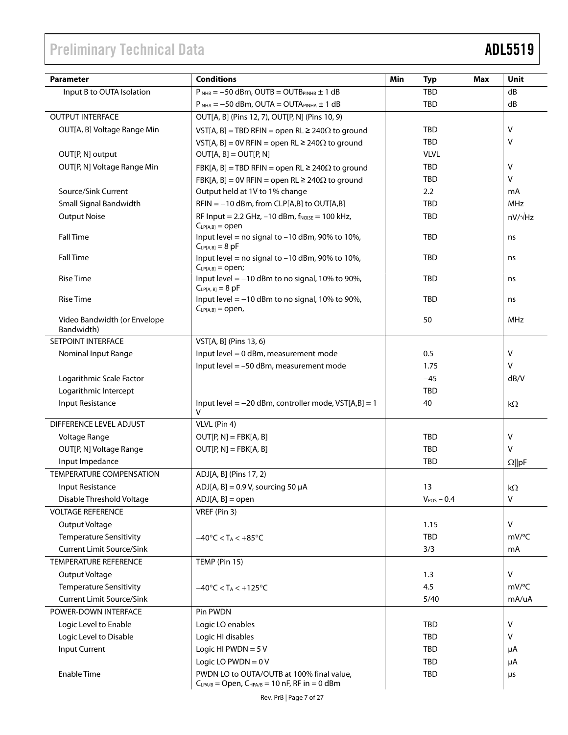| Parameter | Conditions | Min | Typ | Max | Unit |
|---|---|---|---|---|---|
| Input B to OUTA Isolation | $P_{INHB}$ = −50 dBm, OUTB = $OUTB_{PINHB}$ ± 1 dB | | TBD | | dB |
| | $P_{INHA}$ = −50 dBm, OUTA = $OUTA_{PINHA}$ ± 1 dB | | TBD | | dB |
| OUTPUT INTERFACE | OUT[A, B] (Pins 12, 7), OUT[P, N] (Pins 10, 9) | | | | |
| OUT[A, B] Voltage Range Min | VST[A, B] = TBD RFIN = open RL ≥ 240Ω to ground | | TBD | | V |
| | VST[A, B] = 0V RFIN = open RL ≥ 240Ω to ground | | TBD | | V |
| OUT[P, N] output | OUT[A, B] = OUT[P, N] | | VLVL | | |
| OUT[P, N] Voltage Range Min | FBK[A, B] = TBD RFIN = open RL ≥ 240Ω to ground | | TBD | | V |
| | FBK[A, B] = 0V RFIN = open RL ≥ 240Ω to ground | | TBD | | V |
| Source/Sink Current | Output held at 1V to 1% change | | 2.2 | | mA |
| Small Signal Bandwidth | RFIN = −10 dBm, from CLP[A,B] to OUT[A,B] | | TBD | | MHz |
| Output Noise | RF Input = 2.2 GHz, −10 dBm, $f_{NOISE}$ = 100 kHz, $C_{LP[A,B]}$ = open | | TBD | | nV/√Hz |
| Fall Time | Input level = no signal to −10 dBm, 90% to 10%, $C_{LP[A,B]}$ = 8 pF | | TBD | | ns |
| Fall Time | Input level = no signal to −10 dBm, 90% to 10%, $C_{LP[A,B]}$ = open; | | TBD | | ns |
| Rise Time | Input level = −10 dBm to no signal, 10% to 90%, $C_{LP[A, B]}$ = 8 pF | | TBD | | ns |
| Rise Time | Input level = −10 dBm to no signal, 10% to 90%, $C_{LP[A,B]}$ = open, | | TBD | | ns |
| Video Bandwidth (or Envelope Bandwidth) | | | 50 | | MHz |
| SETPOINT INTERFACE | VST[A, B] (Pins 13, 6) | | | | |
| Nominal Input Range | Input level = 0 dBm, measurement mode | | 0.5 | | V |
| | Input level = −50 dBm, measurement mode | | 1.75 | | V |
| Logarithmic Scale Factor | | | −45 | | dB/V |
| Logarithmic Intercept | | | TBD | | |
| Input Resistance | Input level = −20 dBm, controller mode, VST[A,B] = 1 V | | 40 | | kΩ |
| DIFFERENCE LEVEL ADJUST | VLVL (Pin 4) | | | | |
| Voltage Range | OUT[P, N] = FBK[A, B] | | TBD | | V |
| OUT[P, N] Voltage Range | OUT[P, N] = FBK[A, B] | | TBD | | V |
| Input Impedance | | | TBD | | Ω‖pF |
| TEMPERATURE COMPENSATION | ADJ[A, B] (Pins 17, 2) | | | | |
| Input Resistance | ADJ[A, B] = 0.9 V, sourcing 50 μA | | 13 | | kΩ |
| Disable Threshold Voltage | ADJ[A, B] = open | | $V_{POS}$ − 0.4 | | V |
| VOLTAGE REFERENCE | VREF (Pin 3) | | | | |
| Output Voltage | | | 1.15 | | V |
| Temperature Sensitivity | −40°C < $T_A$ < +85°C | | TBD | | mV/°C |
| Current Limit Source/Sink | | | 3/3 | | mA |
| TEMPERATURE REFERENCE | TEMP (Pin 15) | | | | |
| Output Voltage | | | 1.3 | | V |
| Temperature Sensitivity | −40°C < $T_A$ < +125°C | | 4.5 | | mV/°C |
| Current Limit Source/Sink | | | 5/40 | | mA/uA |
| POWER-DOWN INTERFACE | Pin PWDN | | | | |
| Logic Level to Enable | Logic LO enables | | TBD | | V |
| Logic Level to Disable | Logic HI disables | | TBD | | V |
| Input Current | Logic HI PWDN = 5 V | | TBD | | μA |
| | Logic LO PWDN = 0 V | | TBD | | μA |
| Enable Time | PWDN LO to OUTA/OUTB at 100% final value, $C_{LPA/B}$ = Open, $C_{HPA/B}$ = 10 nF, RF in = 0 dBm | | TBD | | μs |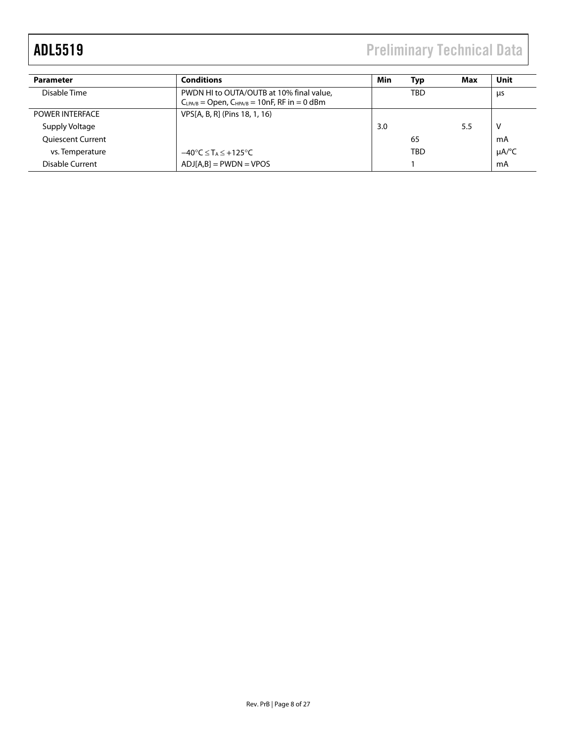| Parameter | Conditions | Min | Typ | Max | Unit |
|---|---|---|---|---|---|
| Disable Time | PWDN HI to OUTA/OUTB at 10% final value, $C_{LPA/B}$ = Open, $C_{HPA/B}$ = 10nF, RF in = 0 dBm | | TBD | | µs |
| POWER INTERFACE | VPS[A, B, R] (Pins 18, 1, 16) | | | | |
| Supply Voltage | | 3.0 | | 5.5 | V |
| Quiescent Current | | | 65 | | mA |
| vs. Temperature | −40°C ≤ $T_A$ ≤ +125°C | | TBD | | µA/°C |
| Disable Current | ADJ[A,B] = PWDN = VPOS | | 1 | | mA |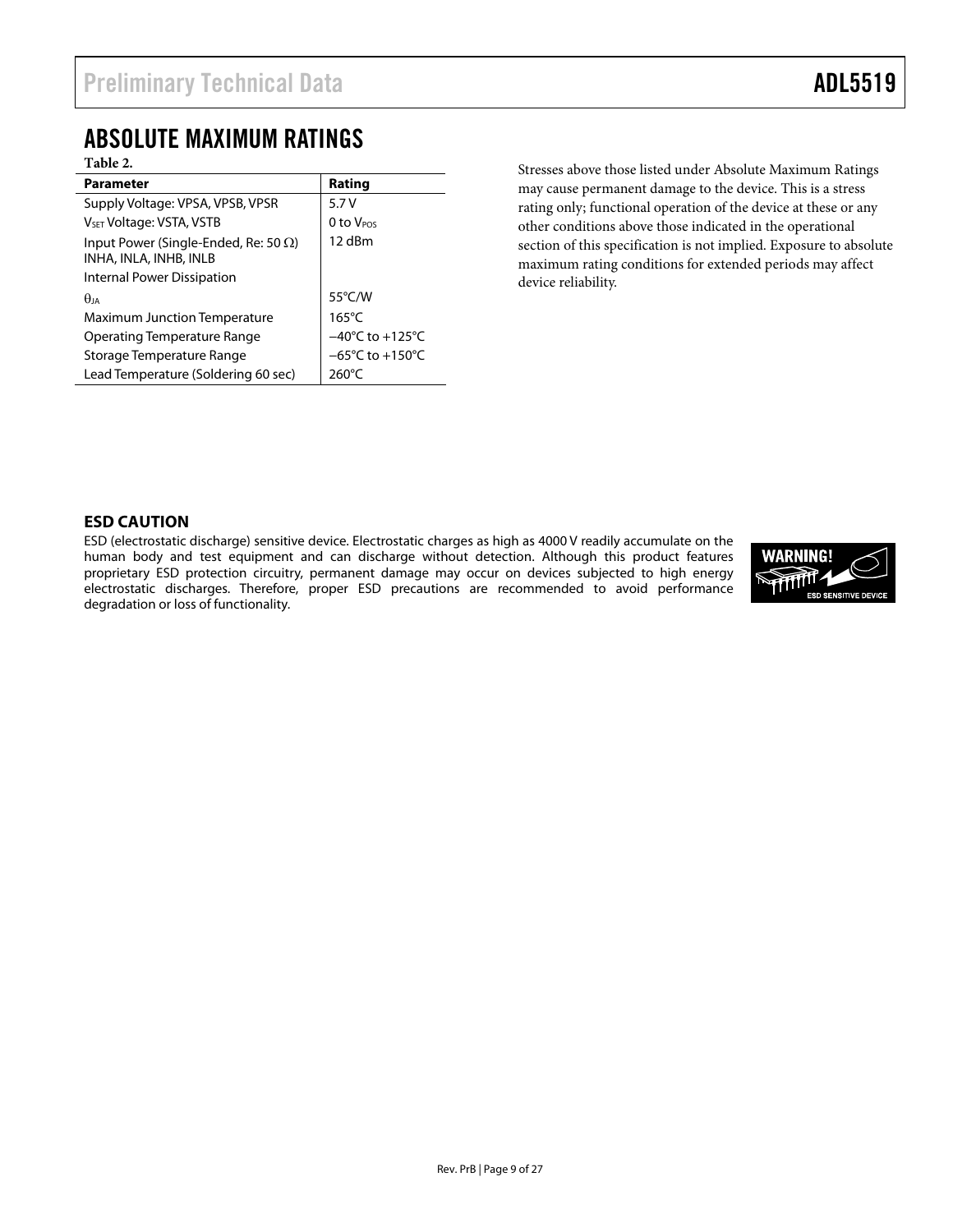# ABSOLUTE MAXIMUM RATINGS

**Table 2.**

| Parameter | Rating |
|---|---|
| Supply Voltage: VPSA, VPSB, VPSR | 5.7 V |
| $V_{SET}$ Voltage: VSTA, VSTB | 0 to $V_{POS}$ |
| Input Power (Single-Ended, Re: 50 Ω) INHA, INLA, INHB, INLB | 12 dBm |
| Internal Power Dissipation | |
| $\theta_{JA}$ | 55°C/W |
| Maximum Junction Temperature | 165°C |
| Operating Temperature Range | −40°C to +125°C |
| Storage Temperature Range | −65°C to +150°C |
| Lead Temperature (Soldering 60 sec) | 260°C |

Stresses above those listed under Absolute Maximum Ratings may cause permanent damage to the device. This is a stress rating only; functional operation of the device at these or any other conditions above those indicated in the operational section of this specification is not implied. Exposure to absolute maximum rating conditions for extended periods may affect device reliability.

## ESD CAUTION

ESD (electrostatic discharge) sensitive device. Electrostatic charges as high as 4000 V readily accumulate on the human body and test equipment and can discharge without detection. Although this product features proprietary ESD protection circuitry, permanent damage may occur on devices subjected to high energy electrostatic discharges. Therefore, proper ESD precautions are recommended to avoid performance degradation or loss of functionality.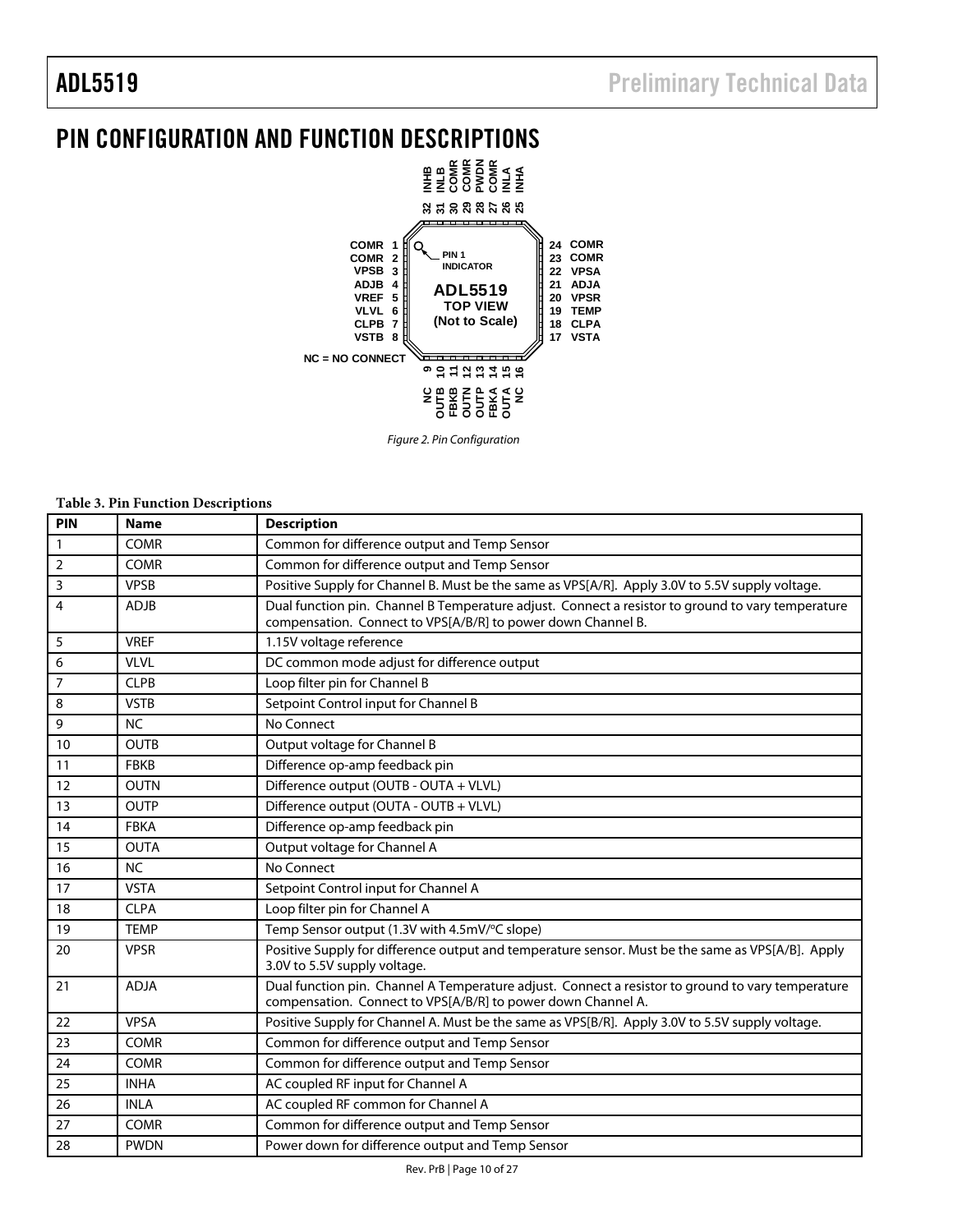# PIN CONFIGURATION AND FUNCTION DESCRIPTIONS

Figure 2. Pin Configuration

**Table 3. Pin Function Descriptions**

| PIN | Name | Description |
|---|---|---|
| 1 | COMR | Common for difference output and Temp Sensor |
| 2 | COMR | Common for difference output and Temp Sensor |
| 3 | VPSB | Positive Supply for Channel B. Must be the same as VPS[A/R]. Apply 3.0V to 5.5V supply voltage. |
| 4 | ADJB | Dual function pin. Channel B Temperature adjust. Connect a resistor to ground to vary temperature compensation. Connect to VPS[A/B/R] to power down Channel B. |
| 5 | VREF | 1.15V voltage reference |
| 6 | VLVL | DC common mode adjust for difference output |
| 7 | CLPB | Loop filter pin for Channel B |
| 8 | VSTB | Setpoint Control input for Channel B |
| 9 | NC | No Connect |
| 10 | OUTB | Output voltage for Channel B |
| 11 | FBKB | Difference op-amp feedback pin |
| 12 | OUTN | Difference output (OUTB - OUTA + VLVL) |
| 13 | OUTP | Difference output (OUTA - OUTB + VLVL) |
| 14 | FBKA | Difference op-amp feedback pin |
| 15 | OUTA | Output voltage for Channel A |
| 16 | NC | No Connect |
| 17 | VSTA | Setpoint Control input for Channel A |
| 18 | CLPA | Loop filter pin for Channel A |
| 19 | TEMP | Temp Sensor output (1.3V with 4.5mV/°C slope) |
| 20 | VPSR | Positive Supply for difference output and temperature sensor. Must be the same as VPS[A/B]. Apply 3.0V to 5.5V supply voltage. |
| 21 | ADJA | Dual function pin. Channel A Temperature adjust. Connect a resistor to ground to vary temperature compensation. Connect to VPS[A/B/R] to power down Channel A. |
| 22 | VPSA | Positive Supply for Channel A. Must be the same as VPS[B/R]. Apply 3.0V to 5.5V supply voltage. |
| 23 | COMR | Common for difference output and Temp Sensor |
| 24 | COMR | Common for difference output and Temp Sensor |
| 25 | INHA | AC coupled RF input for Channel A |
| 26 | INLA | AC coupled RF common for Channel A |
| 27 | COMR | Common for difference output and Temp Sensor |
| 28 | PWDN | Power down for difference output and Temp Sensor |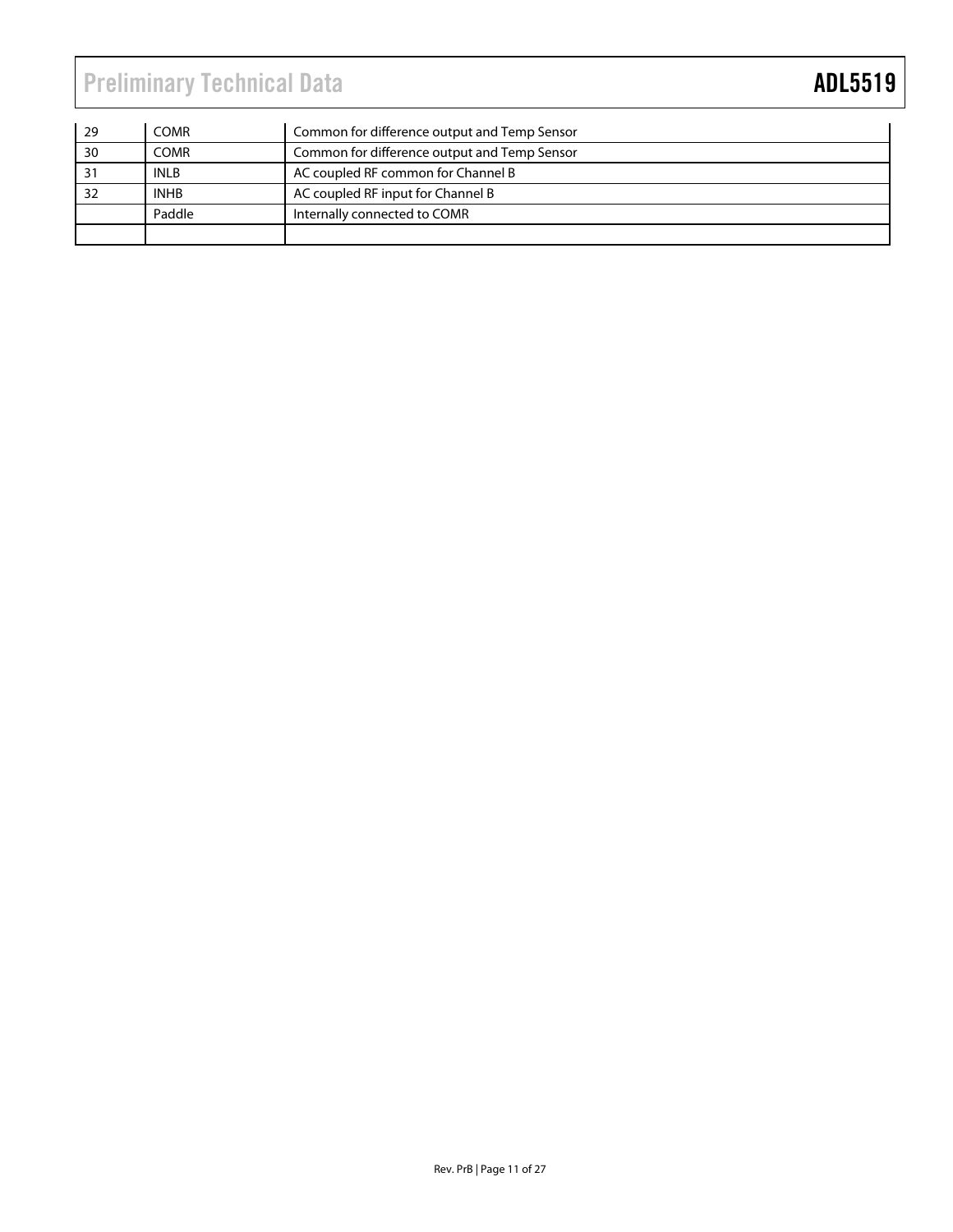| | | |
|---|---|---|
| 29 | COMR | Common for difference output and Temp Sensor |
| 30 | COMR | Common for difference output and Temp Sensor |
| 31 | INLB | AC coupled RF common for Channel B |
| 32 | INHB | AC coupled RF input for Channel B |
| | Paddle | Internally connected to COMR |
| | | |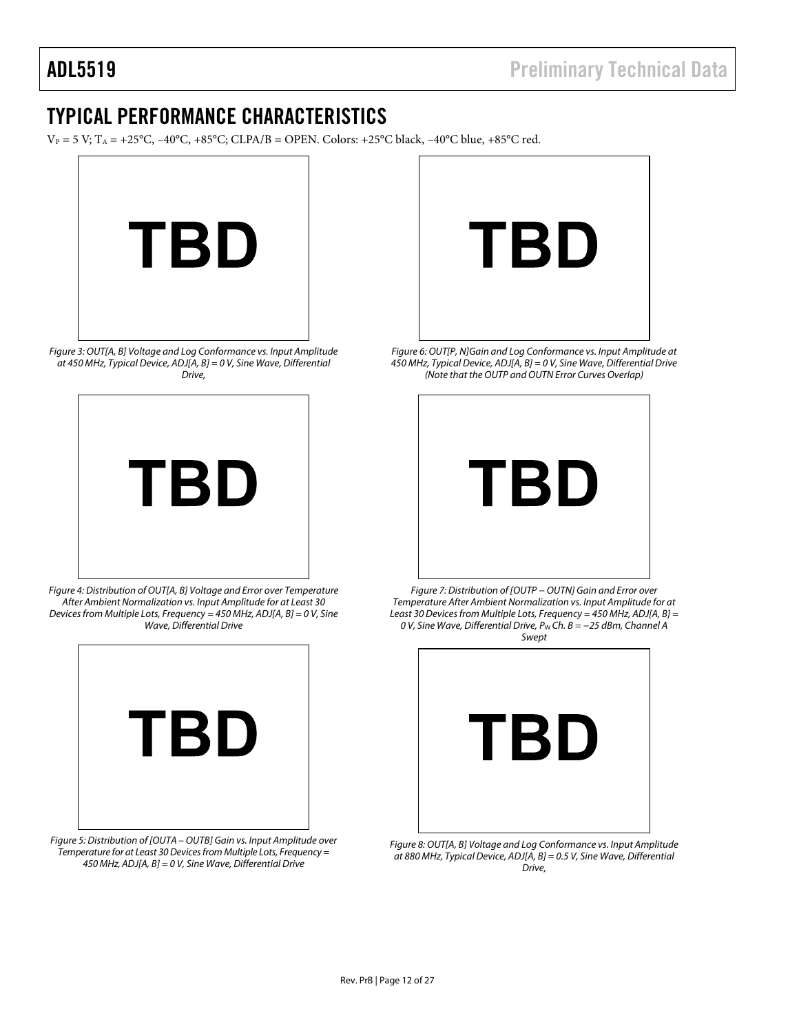## TYPICAL PERFORMANCE CHARACTERISTICS

$V_P$ = 5 V; $T_A$ = +25°C, −40°C, +85°C; CLPA/B = OPEN. Colors: +25°C black, −40°C blue, +85°C red.

TBD

*Figure 3: OUT[A, B] Voltage and Log Conformance vs. Input Amplitude at 450 MHz, Typical Device, ADJ[A, B] = 0 V, Sine Wave, Differential Drive,*

TBD

*Figure 4: Distribution of OUT[A, B] Voltage and Error over Temperature After Ambient Normalization vs. Input Amplitude for at Least 30 Devices from Multiple Lots, Frequency = 450 MHz, ADJ[A, B] = 0 V, Sine Wave, Differential Drive*

TBD

*Figure 5: Distribution of [OUTA − OUTB] Gain vs. Input Amplitude over Temperature for at Least 30 Devices from Multiple Lots, Frequency = 450 MHz, ADJ[A, B] = 0 V, Sine Wave, Differential Drive*

TBD

*Figure 6: OUT[P, N]Gain and Log Conformance vs. Input Amplitude at 450 MHz, Typical Device, ADJ[A, B] = 0 V, Sine Wave, Differential Drive (Note that the OUTP and OUTN Error Curves Overlap)*

TBD

*Figure 7: Distribution of [OUTP − OUTN] Gain and Error over Temperature After Ambient Normalization vs. Input Amplitude for at Least 30 Devices from Multiple Lots, Frequency = 450 MHz, ADJ[A, B] = 0 V, Sine Wave, Differential Drive, $P_{IN}$ Ch. B = −25 dBm, Channel A Swept*

TBD

*Figure 8: OUT[A, B] Voltage and Log Conformance vs. Input Amplitude at 880 MHz, Typical Device, ADJ[A, B] = 0.5 V, Sine Wave, Differential Drive,*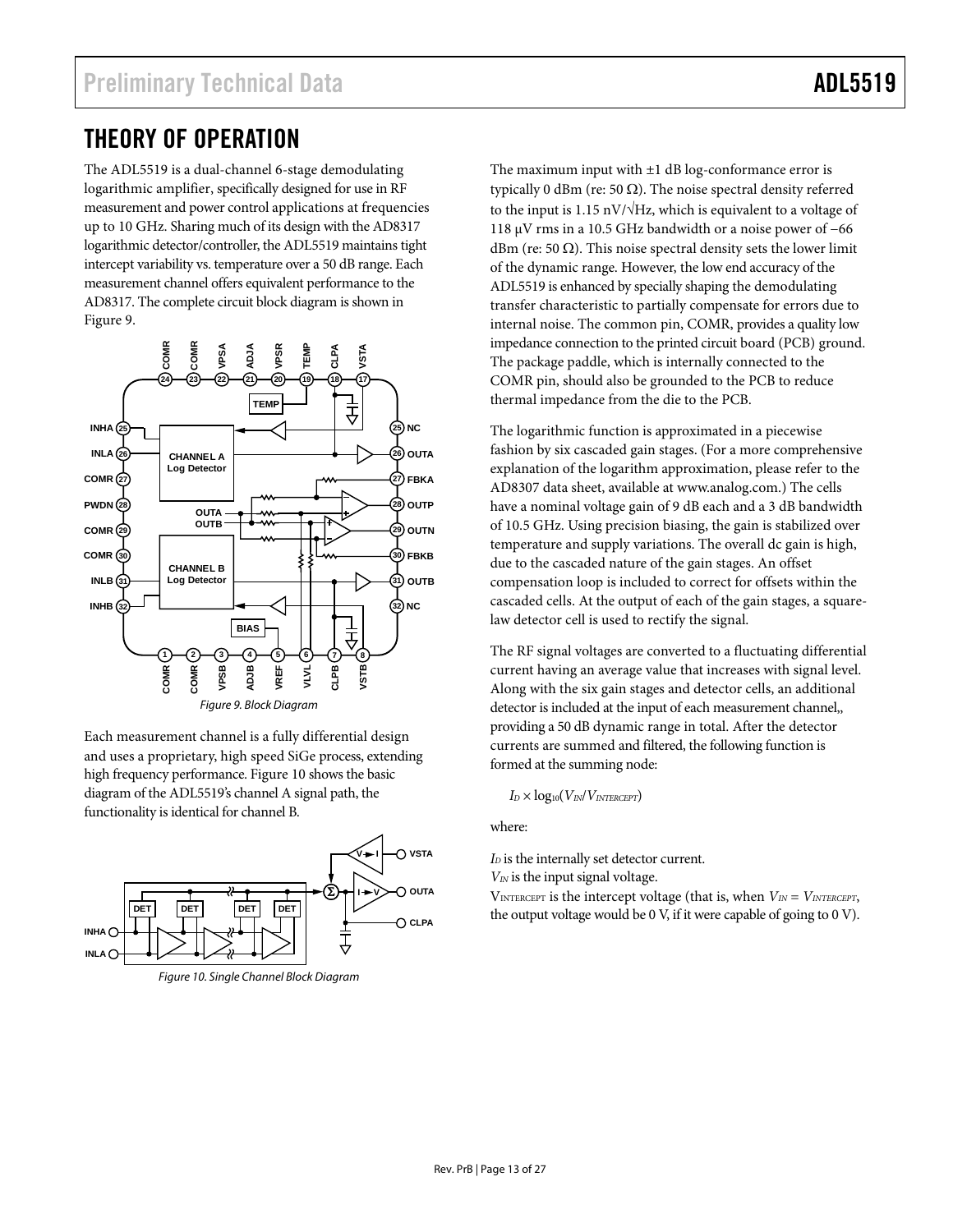# THEORY OF OPERATION

The ADL5519 is a dual-channel 6-stage demodulating logarithmic amplifier, specifically designed for use in RF measurement and power control applications at frequencies up to 10 GHz. Sharing much of its design with the AD8317 logarithmic detector/controller, the ADL5519 maintains tight intercept variability vs. temperature over a 50 dB range. Each measurement channel offers equivalent performance to the AD8317. The complete circuit block diagram is shown in Figure 9.

Figure 9. Block Diagram

Each measurement channel is a fully differential design and uses a proprietary, high speed SiGe process, extending high frequency performance. Figure 10 shows the basic diagram of the ADL5519's channel A signal path, the functionality is identical for channel B.

Figure 10. Single Channel Block Diagram

The maximum input with ±1 dB log-conformance error is typically 0 dBm (re: 50 Ω). The noise spectral density referred to the input is 1.15 nV/√Hz, which is equivalent to a voltage of 118 μV rms in a 10.5 GHz bandwidth or a noise power of −66 dBm (re: 50 Ω). This noise spectral density sets the lower limit of the dynamic range. However, the low end accuracy of the ADL5519 is enhanced by specially shaping the demodulating transfer characteristic to partially compensate for errors due to internal noise. The common pin, COMR, provides a quality low impedance connection to the printed circuit board (PCB) ground. The package paddle, which is internally connected to the COMR pin, should also be grounded to the PCB to reduce thermal impedance from the die to the PCB.

The logarithmic function is approximated in a piecewise fashion by six cascaded gain stages. (For a more comprehensive explanation of the logarithm approximation, please refer to the AD8307 data sheet, available at www.analog.com.) The cells have a nominal voltage gain of 9 dB each and a 3 dB bandwidth of 10.5 GHz. Using precision biasing, the gain is stabilized over temperature and supply variations. The overall dc gain is high, due to the cascaded nature of the gain stages. An offset compensation loop is included to correct for offsets within the cascaded cells. At the output of each of the gain stages, a square-law detector cell is used to rectify the signal.

The RF signal voltages are converted to a fluctuating differential current having an average value that increases with signal level. Along with the six gain stages and detector cells, an additional detector is included at the input of each measurement channel,, providing a 50 dB dynamic range in total. After the detector currents are summed and filtered, the following function is formed at the summing node:

$$I_D \times \log_{10}(V_{IN}/V_{INTERCEPT})$$

where:

$I_D$ is the internally set detector current.
$V_{IN}$ is the input signal voltage.
$V_{INTERCEPT}$ is the intercept voltage (that is, when $V_{IN} = V_{INTERCEPT}$, the output voltage would be 0 V, if it were capable of going to 0 V).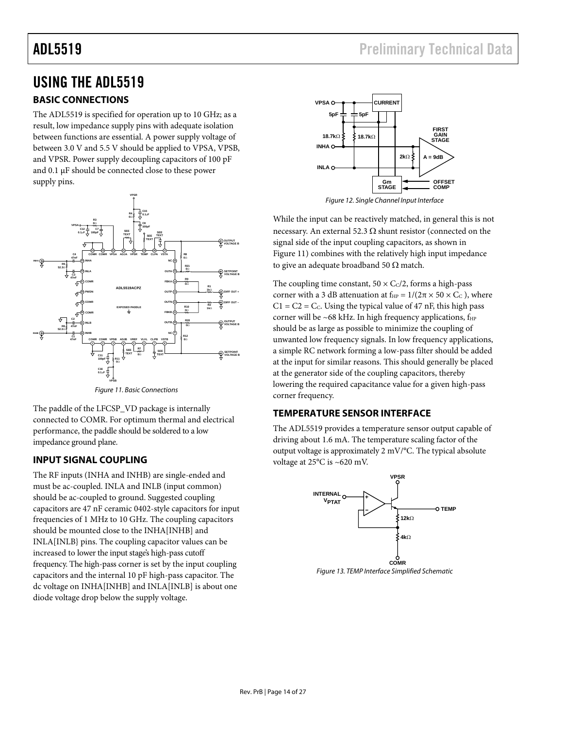# USING THE ADL5519

## BASIC CONNECTIONS

The ADL5519 is specified for operation up to 10 GHz; as a result, low impedance supply pins with adequate isolation between functions are essential. A power supply voltage of between 3.0 V and 5.5 V should be applied to VPSA, VPSB, and VPSR. Power supply decoupling capacitors of 100 pF and 0.1 μF should be connected close to these power supply pins.

Figure 11. Basic Connections

The paddle of the LFCSP_VD package is internally connected to COMR. For optimum thermal and electrical performance, the paddle should be soldered to a low impedance ground plane.

## INPUT SIGNAL COUPLING

The RF inputs (INHA and INHB) are single-ended and must be ac-coupled. INLA and INLB (input common) should be ac-coupled to ground. Suggested coupling capacitors are 47 nF ceramic 0402-style capacitors for input frequencies of 1 MHz to 10 GHz. The coupling capacitors should be mounted close to the INHA[INHB] and INLA[INLB} pins. The coupling capacitor values can be increased to lower the input stage's high-pass cutoff frequency. The high-pass corner is set by the input coupling capacitors and the internal 10 pF high-pass capacitor. The dc voltage on INHA[INHB] and INLA[INLB] is about one diode voltage drop below the supply voltage.

Figure 12. Single Channel Input Interface

While the input can be reactively matched, in general this is not necessary. An external 52.3 Ω shunt resistor (connected on the signal side of the input coupling capacitors, as shown in Figure 11) combines with the relatively high input impedance to give an adequate broadband 50 Ω match.

The coupling time constant, $50 \times C_C/2$, forms a high-pass corner with a 3 dB attenuation at $f_{HP} = 1/(2\pi \times 50 \times C_C)$, where $C1 = C2 = C_C$. Using the typical value of 47 nF, this high pass corner will be ~68 kHz. In high frequency applications, $f_{HP}$ should be as large as possible to minimize the coupling of unwanted low frequency signals. In low frequency applications, a simple RC network forming a low-pass filter should be added at the input for similar reasons. This should generally be placed at the generator side of the coupling capacitors, thereby lowering the required capacitance value for a given high-pass corner frequency.

## TEMPERATURE SENSOR INTERFACE

The ADL5519 provides a temperature sensor output capable of driving about 1.6 mA. The temperature scaling factor of the output voltage is approximately 2 mV/°C. The typical absolute voltage at 25°C is ~620 mV.

Figure 13. TEMP Interface Simplified Schematic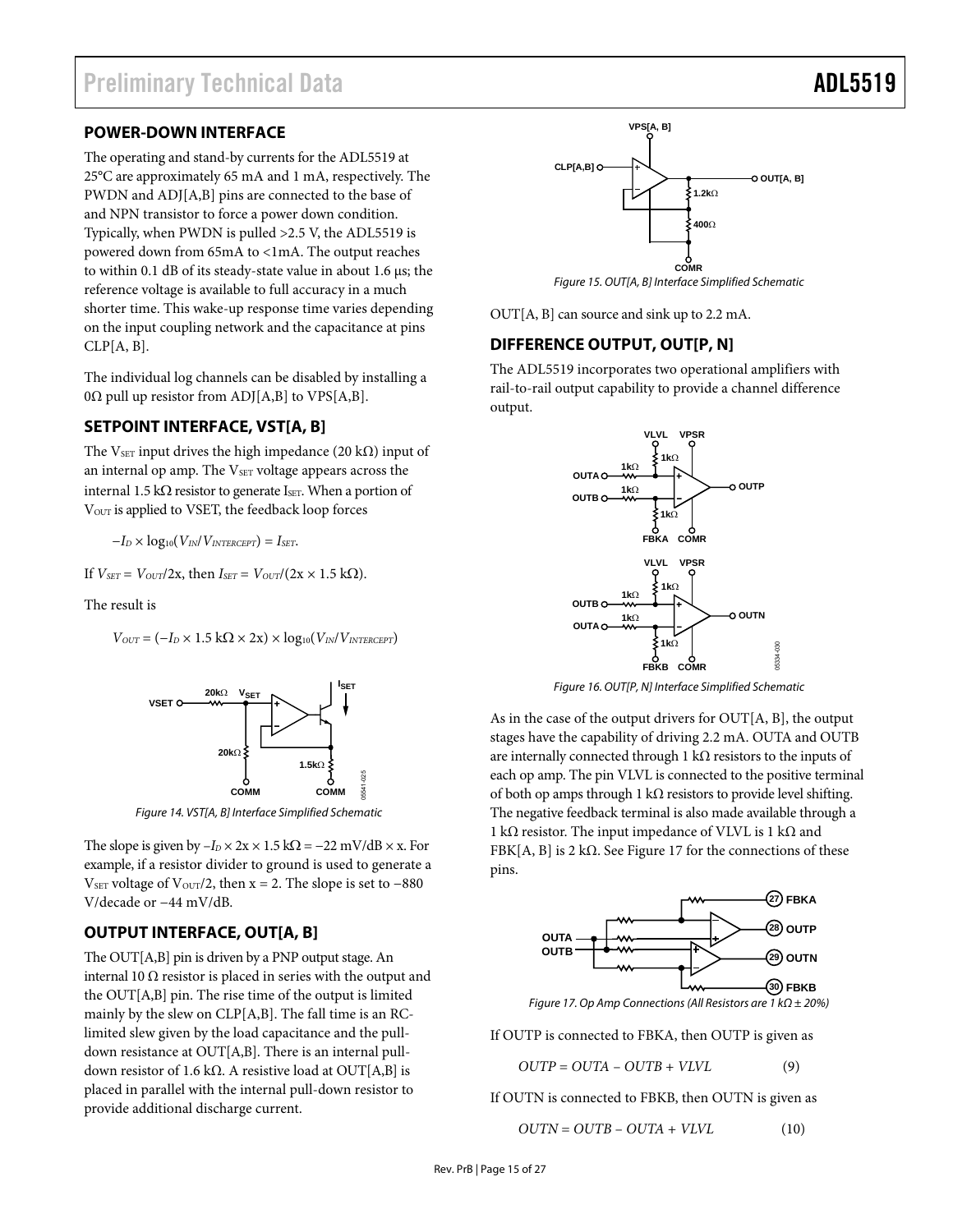## POWER-DOWN INTERFACE

The operating and stand-by currents for the ADL5519 at 25°C are approximately 65 mA and 1 mA, respectively. The PWDN and ADJ[A,B] pins are connected to the base of and NPN transistor to force a power down condition. Typically, when PWDN is pulled >2.5 V, the ADL5519 is powered down from 65mA to <1mA. The output reaches to within 0.1 dB of its steady-state value in about 1.6 μs; the reference voltage is available to full accuracy in a much shorter time. This wake-up response time varies depending on the input coupling network and the capacitance at pins CLP[A, B].

The individual log channels can be disabled by installing a 0Ω pull up resistor from ADJ[A,B] to VPS[A,B].

## SETPOINT INTERFACE, VST[A, B]

The $V_{SET}$ input drives the high impedance (20 kΩ) input of an internal op amp. The $V_{SET}$ voltage appears across the internal 1.5 kΩ resistor to generate $I_{SET}$. When a portion of $V_{OUT}$ is applied to VSET, the feedback loop forces

$$-I_D \times \log_{10}(V_{IN}/V_{INTERCEPT}) = I_{SET}.$$

If $V_{SET} = V_{OUT}/2x$, then $I_{SET} = V_{OUT}/(2x \times 1.5\ k\Omega)$.

The result is

$$V_{OUT} = (-I_D \times 1.5\ k\Omega \times 2x) \times \log_{10}(V_{IN}/V_{INTERCEPT})$$

Figure 14. VST[A, B] Interface Simplified Schematic

The slope is given by $-I_D \times 2x \times 1.5\ k\Omega = -22$ mV/dB × x. For example, if a resistor divider to ground is used to generate a $V_{SET}$ voltage of $V_{OUT}/2$, then x = 2. The slope is set to −880 V/decade or −44 mV/dB.

## OUTPUT INTERFACE, OUT[A, B]

The OUT[A,B] pin is driven by a PNP output stage. An internal 10 Ω resistor is placed in series with the output and the OUT[A,B] pin. The rise time of the output is limited mainly by the slew on CLP[A,B]. The fall time is an RC-limited slew given by the load capacitance and the pull-down resistance at OUT[A,B]. There is an internal pull-down resistor of 1.6 kΩ. A resistive load at OUT[A,B] is placed in parallel with the internal pull-down resistor to provide additional discharge current.

Figure 15. OUT[A, B] Interface Simplified Schematic

OUT[A, B] can source and sink up to 2.2 mA.

## DIFFERENCE OUTPUT, OUT[P, N]

The ADL5519 incorporates two operational amplifiers with rail-to-rail output capability to provide a channel difference output.

Figure 16. OUT[P, N] Interface Simplified Schematic

As in the case of the output drivers for OUT[A, B], the output stages have the capability of driving 2.2 mA. OUTA and OUTB are internally connected through 1 kΩ resistors to the inputs of each op amp. The pin VLVL is connected to the positive terminal of both op amps through 1 kΩ resistors to provide level shifting. The negative feedback terminal is also made available through a 1 kΩ resistor. The input impedance of VLVL is 1 kΩ and FBK[A, B] is 2 kΩ. See Figure 17 for the connections of these pins.

Figure 17. Op Amp Connections (All Resistors are 1 kΩ ± 20%)

If OUTP is connected to FBKA, then OUTP is given as

$$OUTP = OUTA - OUTB + VLVL \quad (9)$$

If OUTN is connected to FBKB, then OUTN is given as

$$OUTN = OUTB - OUTA + VLVL \quad (10)$$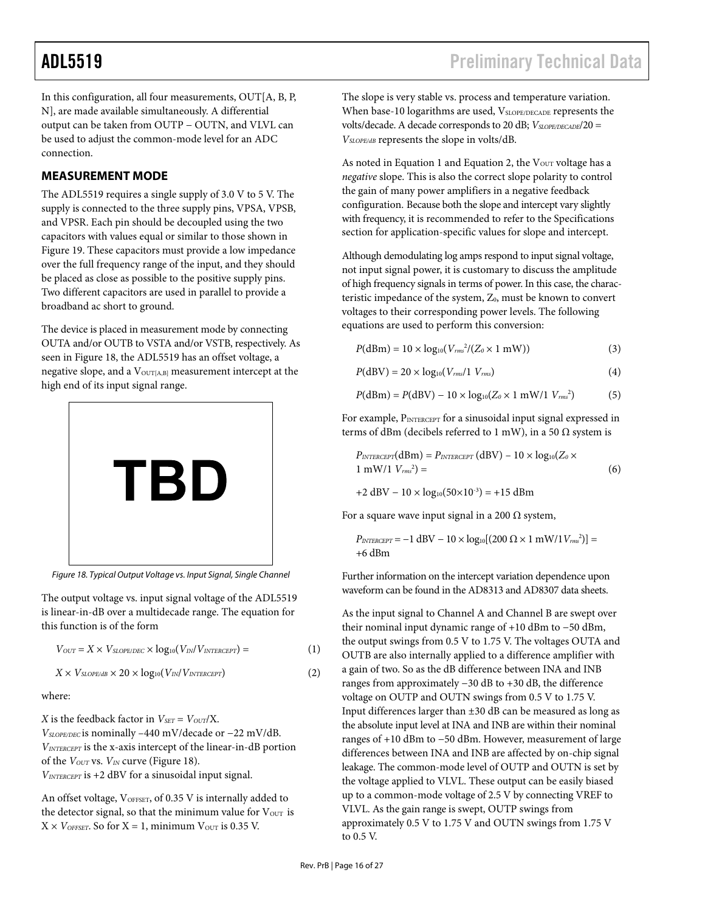In this configuration, all four measurements, OUT[A, B, P, N], are made available simultaneously. A differential output can be taken from OUTP − OUTN, and VLVL can be used to adjust the common-mode level for an ADC connection.

## MEASUREMENT MODE

The ADL5519 requires a single supply of 3.0 V to 5 V. The supply is connected to the three supply pins, VPSA, VPSB, and VPSR. Each pin should be decoupled using the two capacitors with values equal or similar to those shown in Figure 19. These capacitors must provide a low impedance over the full frequency range of the input, and they should be placed as close as possible to the positive supply pins. Two different capacitors are used in parallel to provide a broadband ac short to ground.

The device is placed in measurement mode by connecting OUTA and/or OUTB to VSTA and/or VSTB, respectively. As seen in Figure 18, the ADL5519 has an offset voltage, a negative slope, and a $V_{OUT[A,B]}$ measurement intercept at the high end of its input signal range.

TBD

*Figure 18. Typical Output Voltage vs. Input Signal, Single Channel*

The output voltage vs. input signal voltage of the ADL5519 is linear-in-dB over a multidecade range. The equation for this function is of the form

$$V_{OUT} = X \times V_{SLOPE/DEC} \times \log_{10}(V_{IN}/V_{INTERCEPT}) = \quad (1)$$

$$X \times V_{SLOPE/dB} \times 20 \times \log_{10}(V_{IN}/V_{INTERCEPT}) \quad (2)$$

where:

$X$ is the feedback factor in $V_{SET} = V_{OUT}/X$.
$V_{SLOPE/DEC}$ is nominally −440 mV/decade or −22 mV/dB.
$V_{INTERCEPT}$ is the x-axis intercept of the linear-in-dB portion of the $V_{OUT}$ vs. $V_{IN}$ curve (Figure 18).
$V_{INTERCEPT}$ is +2 dBV for a sinusoidal input signal.

An offset voltage, $V_{OFFSET}$, of 0.35 V is internally added to the detector signal, so that the minimum value for $V_{OUT}$ is $X \times V_{OFFSET}$. So for X = 1, minimum $V_{OUT}$ is 0.35 V.

The slope is very stable vs. process and temperature variation. When base-10 logarithms are used, $V_{SLOPE/DECADE}$ represents the volts/decade. A decade corresponds to 20 dB; $V_{SLOPE/DECADE}/20 = V_{SLOPE/dB}$ represents the slope in volts/dB.

As noted in Equation 1 and Equation 2, the $V_{OUT}$ voltage has a *negative* slope. This is also the correct slope polarity to control the gain of many power amplifiers in a negative feedback configuration. Because both the slope and intercept vary slightly with frequency, it is recommended to refer to the Specifications section for application-specific values for slope and intercept.

Although demodulating log amps respond to input signal voltage, not input signal power, it is customary to discuss the amplitude of high frequency signals in terms of power. In this case, the characteristic impedance of the system, $Z_0$, must be known to convert voltages to their corresponding power levels. The following equations are used to perform this conversion:

$$P(\text{dBm}) = 10 \times \log_{10}(V_{rms}^2/(Z_0 \times 1\text{ mW})) \quad (3)$$

$$P(\text{dBV}) = 20 \times \log_{10}(V_{rms}/1\ V_{rms}) \quad (4)$$

$$P(\text{dBm}) = P(\text{dBV}) - 10 \times \log_{10}(Z_0 \times 1\text{ mW}/1\ V_{rms}^2) \quad (5)$$

For example, $P_{INTERCEPT}$ for a sinusoidal input signal expressed in terms of dBm (decibels referred to 1 mW), in a 50 Ω system is

$$P_{INTERCEPT}(\text{dBm}) = P_{INTERCEPT}(\text{dBV}) - 10 \times \log_{10}(Z_0 \times 1\text{ mW}/1\ V_{rms}^2) = \quad (6)$$

$$+2\text{ dBV} - 10 \times \log_{10}(50 \times 10^{-3}) = +15\text{ dBm}$$

For a square wave input signal in a 200 Ω system,

$$P_{INTERCEPT} = -1\text{ dBV} - 10 \times \log_{10}[(200\ \Omega \times 1\text{ mW}/1 V_{rms}^2)] = +6\text{ dBm}$$

Further information on the intercept variation dependence upon waveform can be found in the AD8313 and AD8307 data sheets.

As the input signal to Channel A and Channel B are swept over their nominal input dynamic range of +10 dBm to −50 dBm, the output swings from 0.5 V to 1.75 V. The voltages OUTA and OUTB are also internally applied to a difference amplifier with a gain of two. So as the dB difference between INA and INB ranges from approximately −30 dB to +30 dB, the difference voltage on OUTP and OUTN swings from 0.5 V to 1.75 V. Input differences larger than ±30 dB can be measured as long as the absolute input level at INA and INB are within their nominal ranges of +10 dBm to −50 dBm. However, measurement of large differences between INA and INB are affected by on-chip signal leakage. The common-mode level of OUTP and OUTN is set by the voltage applied to VLVL. These output can be easily biased up to a common-mode voltage of 2.5 V by connecting VREF to VLVL. As the gain range is swept, OUTP swings from approximately 0.5 V to 1.75 V and OUTN swings from 1.75 V to 0.5 V.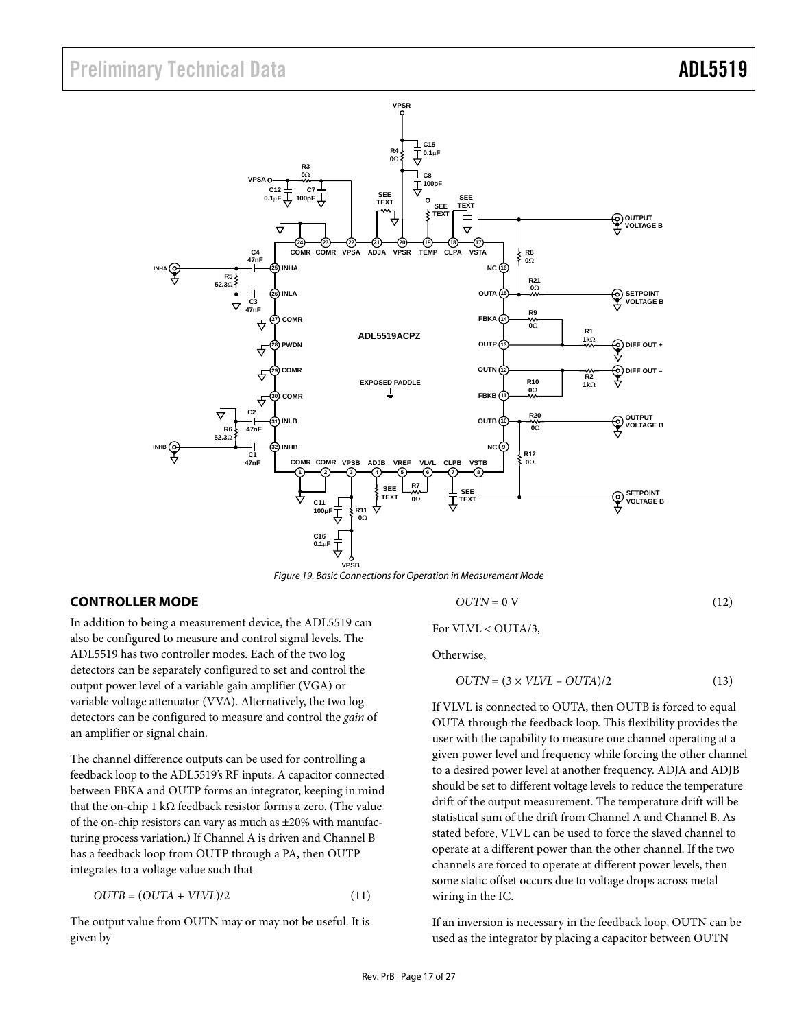Figure 19. Basic Connections for Operation in Measurement Mode

## CONTROLLER MODE

In addition to being a measurement device, the ADL5519 can also be configured to measure and control signal levels. The ADL5519 has two controller modes. Each of the two log detectors can be separately configured to set and control the output power level of a variable gain amplifier (VGA) or variable voltage attenuator (VVA). Alternatively, the two log detectors can be configured to measure and control the *gain* of an amplifier or signal chain.

The channel difference outputs can be used for controlling a feedback loop to the ADL5519's RF inputs. A capacitor connected between FBKA and OUTP forms an integrator, keeping in mind that the on-chip 1 kΩ feedback resistor forms a zero. (The value of the on-chip resistors can vary as much as ±20% with manufacturing process variation.) If Channel A is driven and Channel B has a feedback loop from OUTP through a PA, then OUTP integrates to a voltage value such that

$$OUTB = (OUTA + VLVL)/2 \tag{11}$$

The output value from OUTN may or may not be useful. It is given by

$$OUTN = 0\text{ V} \tag{12}$$

For VLVL < OUTA/3,

Otherwise,

$$OUTN = (3 \times VLVL - OUTA)/2 \tag{13}$$

If VLVL is connected to OUTA, then OUTB is forced to equal OUTA through the feedback loop. This flexibility provides the user with the capability to measure one channel operating at a given power level and frequency while forcing the other channel to a desired power level at another frequency. ADJA and ADJB should be set to different voltage levels to reduce the temperature drift of the output measurement. The temperature drift will be statistical sum of the drift from Channel A and Channel B. As stated before, VLVL can be used to force the slaved channel to operate at a different power than the other channel. If the two channels are forced to operate at different power levels, then some static offset occurs due to voltage drops across metal wiring in the IC.

If an inversion is necessary in the feedback loop, OUTN can be used as the integrator by placing a capacitor between OUTN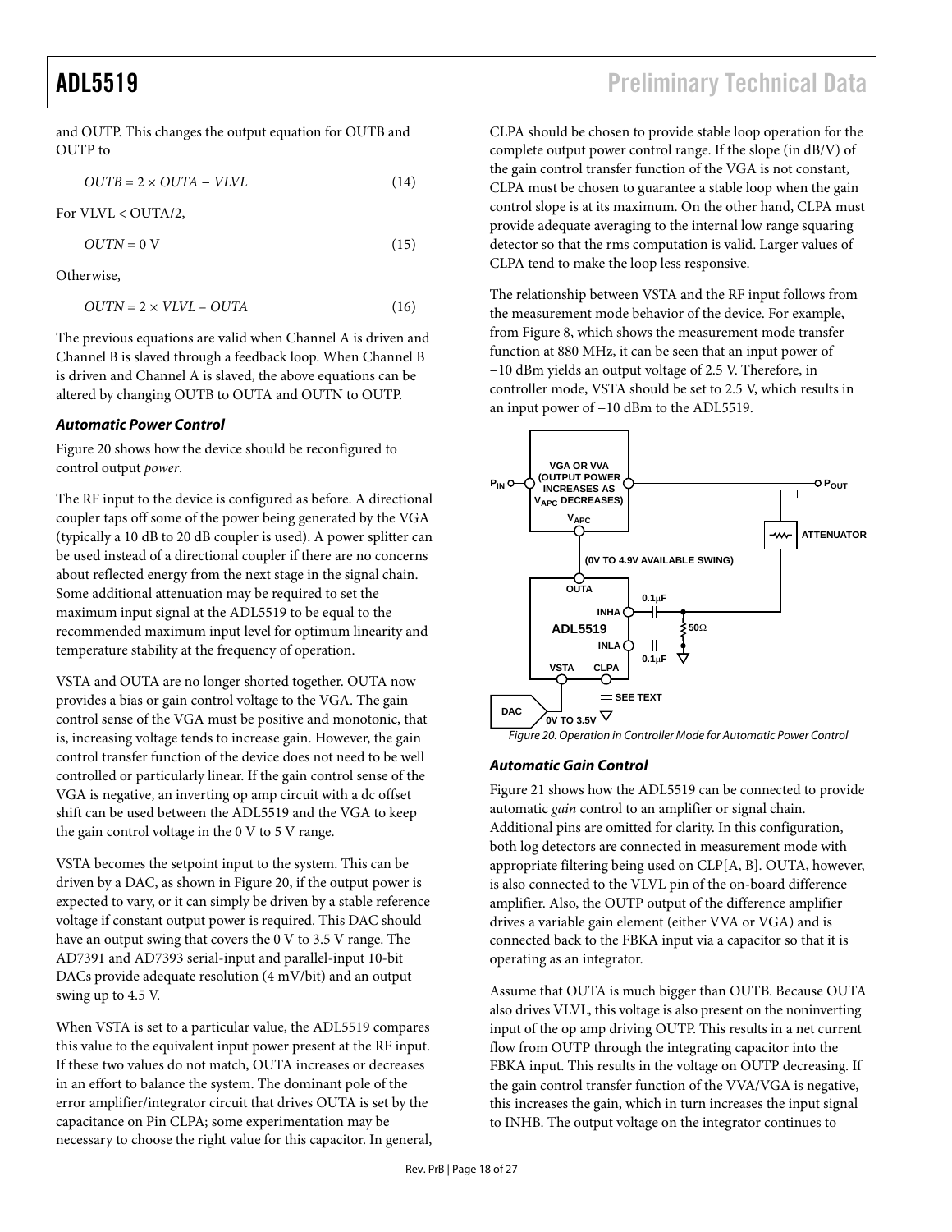and OUTP. This changes the output equation for OUTB and OUTP to

$$OUTB = 2 \times OUTA - VLVL \quad (14)$$

For VLVL < OUTA/2,

$$OUTN = 0\text{ V} \quad (15)$$

Otherwise,

$$OUTN = 2 \times VLVL - OUTA \quad (16)$$

The previous equations are valid when Channel A is driven and Channel B is slaved through a feedback loop. When Channel B is driven and Channel A is slaved, the above equations can be altered by changing OUTB to OUTA and OUTN to OUTP.

### *Automatic Power Control*

Figure 20 shows how the device should be reconfigured to control output *power*.

The RF input to the device is configured as before. A directional coupler taps off some of the power being generated by the VGA (typically a 10 dB to 20 dB coupler is used). A power splitter can be used instead of a directional coupler if there are no concerns about reflected energy from the next stage in the signal chain. Some additional attenuation may be required to set the maximum input signal at the ADL5519 to be equal to the recommended maximum input level for optimum linearity and temperature stability at the frequency of operation.

VSTA and OUTA are no longer shorted together. OUTA now provides a bias or gain control voltage to the VGA. The gain control sense of the VGA must be positive and monotonic, that is, increasing voltage tends to increase gain. However, the gain control transfer function of the device does not need to be well controlled or particularly linear. If the gain control sense of the VGA is negative, an inverting op amp circuit with a dc offset shift can be used between the ADL5519 and the VGA to keep the gain control voltage in the 0 V to 5 V range.

VSTA becomes the setpoint input to the system. This can be driven by a DAC, as shown in Figure 20, if the output power is expected to vary, or it can simply be driven by a stable reference voltage if constant output power is required. This DAC should have an output swing that covers the 0 V to 3.5 V range. The AD7391 and AD7393 serial-input and parallel-input 10-bit DACs provide adequate resolution (4 mV/bit) and an output swing up to 4.5 V.

When VSTA is set to a particular value, the ADL5519 compares this value to the equivalent input power present at the RF input. If these two values do not match, OUTA increases or decreases in an effort to balance the system. The dominant pole of the error amplifier/integrator circuit that drives OUTA is set by the capacitance on Pin CLPA; some experimentation may be necessary to choose the right value for this capacitor. In general, CLPA should be chosen to provide stable loop operation for the complete output power control range. If the slope (in dB/V) of the gain control transfer function of the VGA is not constant, CLPA must be chosen to guarantee a stable loop when the gain control slope is at its maximum. On the other hand, CLPA must provide adequate averaging to the internal low range squaring detector so that the rms computation is valid. Larger values of CLPA tend to make the loop less responsive.

The relationship between VSTA and the RF input follows from the measurement mode behavior of the device. For example, from Figure 8, which shows the measurement mode transfer function at 880 MHz, it can be seen that an input power of −10 dBm yields an output voltage of 2.5 V. Therefore, in controller mode, VSTA should be set to 2.5 V, which results in an input power of −10 dBm to the ADL5519.

*Figure 20. Operation in Controller Mode for Automatic Power Control*

### *Automatic Gain Control*

Figure 21 shows how the ADL5519 can be connected to provide automatic *gain* control to an amplifier or signal chain. Additional pins are omitted for clarity. In this configuration, both log detectors are connected in measurement mode with appropriate filtering being used on CLP[A, B]. OUTA, however, is also connected to the VLVL pin of the on-board difference amplifier. Also, the OUTP output of the difference amplifier drives a variable gain element (either VVA or VGA) and is connected back to the FBKA input via a capacitor so that it is operating as an integrator.

Assume that OUTA is much bigger than OUTB. Because OUTA also drives VLVL, this voltage is also present on the noninverting input of the op amp driving OUTP. This results in a net current flow from OUTP through the integrating capacitor into the FBKA input. This results in the voltage on OUTP decreasing. If the gain control transfer function of the VVA/VGA is negative, this increases the gain, which in turn increases the input signal to INHB. The output voltage on the integrator continues to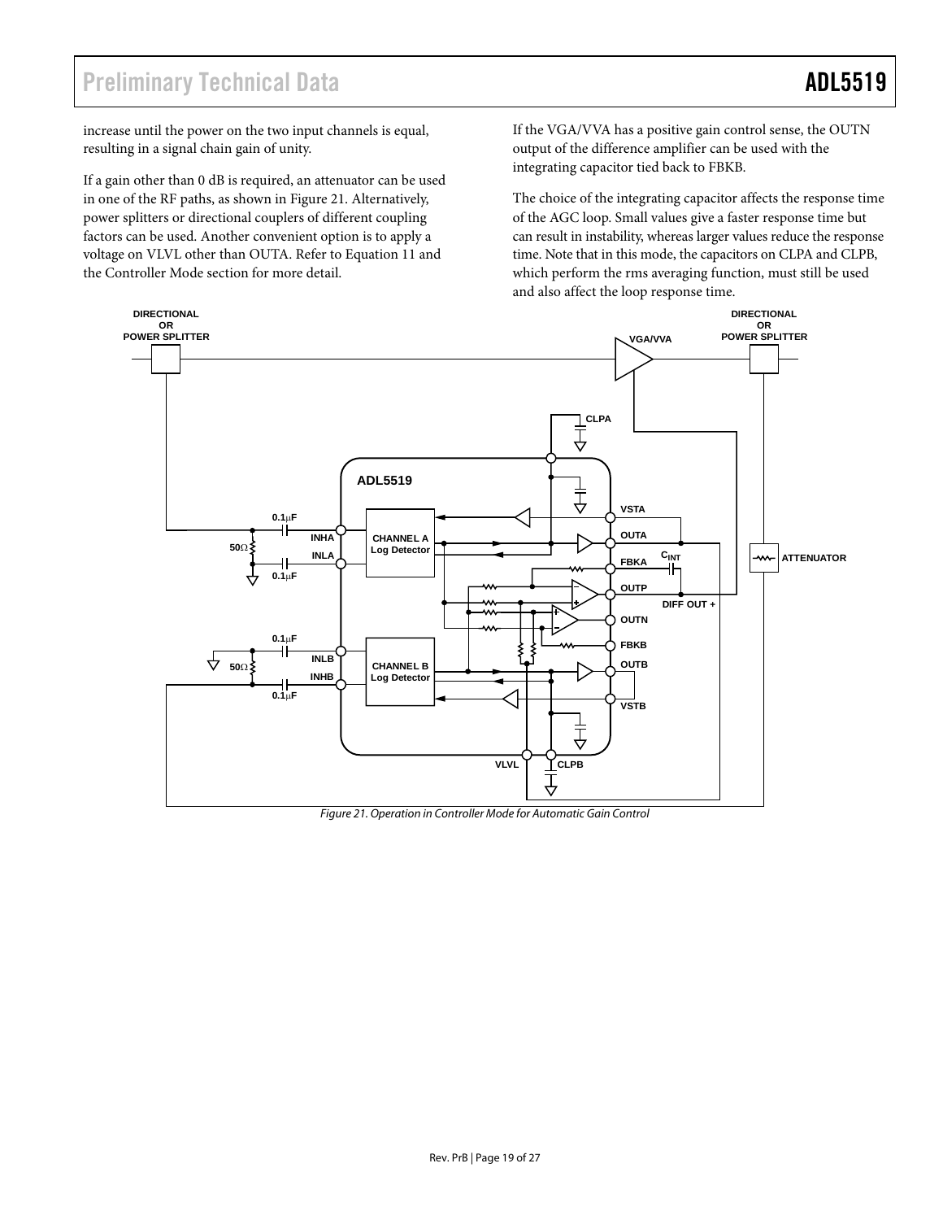increase until the power on the two input channels is equal, resulting in a signal chain gain of unity.

If a gain other than 0 dB is required, an attenuator can be used in one of the RF paths, as shown in Figure 21. Alternatively, power splitters or directional couplers of different coupling factors can be used. Another convenient option is to apply a voltage on VLVL other than OUTA. Refer to Equation 11 and the Controller Mode section for more detail.

If the VGA/VVA has a positive gain control sense, the OUTN output of the difference amplifier can be used with the integrating capacitor tied back to FBKB.

The choice of the integrating capacitor affects the response time of the AGC loop. Small values give a faster response time but can result in instability, whereas larger values reduce the response time. Note that in this mode, the capacitors on CLPA and CLPB, which perform the rms averaging function, must still be used and also affect the loop response time.

*Figure 21. Operation in Controller Mode for Automatic Gain Control*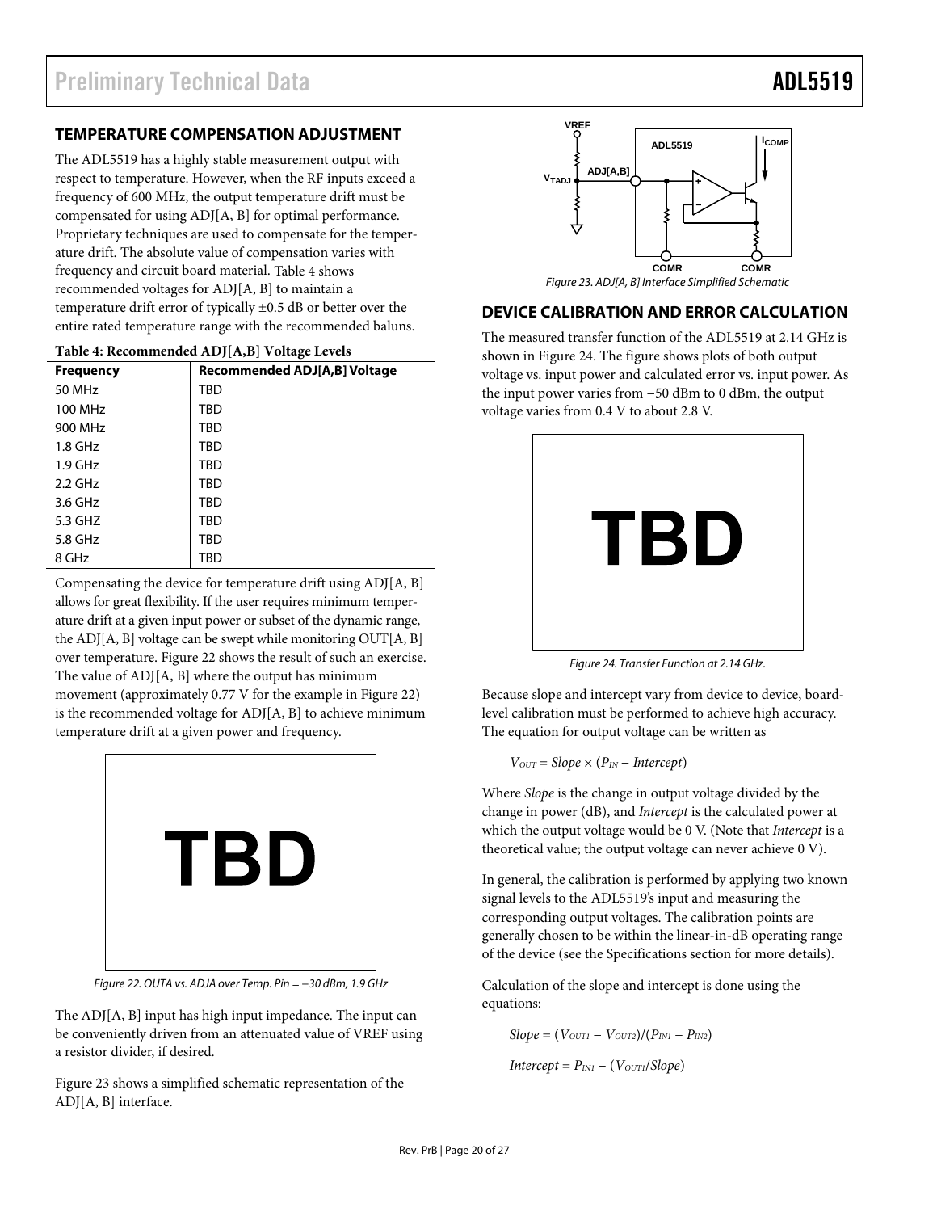## TEMPERATURE COMPENSATION ADJUSTMENT

The ADL5519 has a highly stable measurement output with respect to temperature. However, when the RF inputs exceed a frequency of 600 MHz, the output temperature drift must be compensated for using ADJ[A, B] for optimal performance. Proprietary techniques are used to compensate for the temperature drift. The absolute value of compensation varies with frequency and circuit board material. Table 4 shows recommended voltages for ADJ[A, B] to maintain a temperature drift error of typically ±0.5 dB or better over the entire rated temperature range with the recommended baluns.

**Table 4: Recommended ADJ[A,B] Voltage Levels**

| Frequency | Recommended ADJ[A,B] Voltage |
|---|---|
| 50 MHz | TBD |
| 100 MHz | TBD |
| 900 MHz | TBD |
| 1.8 GHz | TBD |
| 1.9 GHz | TBD |
| 2.2 GHz | TBD |
| 3.6 GHz | TBD |
| 5.3 GHZ | TBD |
| 5.8 GHz | TBD |
| 8 GHz | TBD |

Compensating the device for temperature drift using ADJ[A, B] allows for great flexibility. If the user requires minimum temperature drift at a given input power or subset of the dynamic range, the ADJ[A, B] voltage can be swept while monitoring OUT[A, B] over temperature. Figure 22 shows the result of such an exercise. The value of ADJ[A, B] where the output has minimum movement (approximately 0.77 V for the example in Figure 22) is the recommended voltage for ADJ[A, B] to achieve minimum temperature drift at a given power and frequency.

TBD

Figure 22. OUTA vs. ADJA over Temp. Pin = −30 dBm, 1.9 GHz

The ADJ[A, B] input has high input impedance. The input can be conveniently driven from an attenuated value of VREF using a resistor divider, if desired.

Figure 23 shows a simplified schematic representation of the ADJ[A, B] interface.

Figure 23. ADJ[A, B] Interface Simplified Schematic

## DEVICE CALIBRATION AND ERROR CALCULATION

The measured transfer function of the ADL5519 at 2.14 GHz is shown in Figure 24. The figure shows plots of both output voltage vs. input power and calculated error vs. input power. As the input power varies from −50 dBm to 0 dBm, the output voltage varies from 0.4 V to about 2.8 V.

TBD

Figure 24. Transfer Function at 2.14 GHz.

Because slope and intercept vary from device to device, board-level calibration must be performed to achieve high accuracy. The equation for output voltage can be written as

$$V_{OUT} = Slope \times (P_{IN} - Intercept)$$

Where *Slope* is the change in output voltage divided by the change in power (dB), and *Intercept* is the calculated power at which the output voltage would be 0 V. (Note that *Intercept* is a theoretical value; the output voltage can never achieve 0 V).

In general, the calibration is performed by applying two known signal levels to the ADL5519's input and measuring the corresponding output voltages. The calibration points are generally chosen to be within the linear-in-dB operating range of the device (see the Specifications section for more details).

Calculation of the slope and intercept is done using the equations:

$$Slope = (V_{OUT1} - V_{OUT2})/(P_{IN1} - P_{IN2})$$

$$Intercept = P_{IN1} - (V_{OUT1}/Slope)$$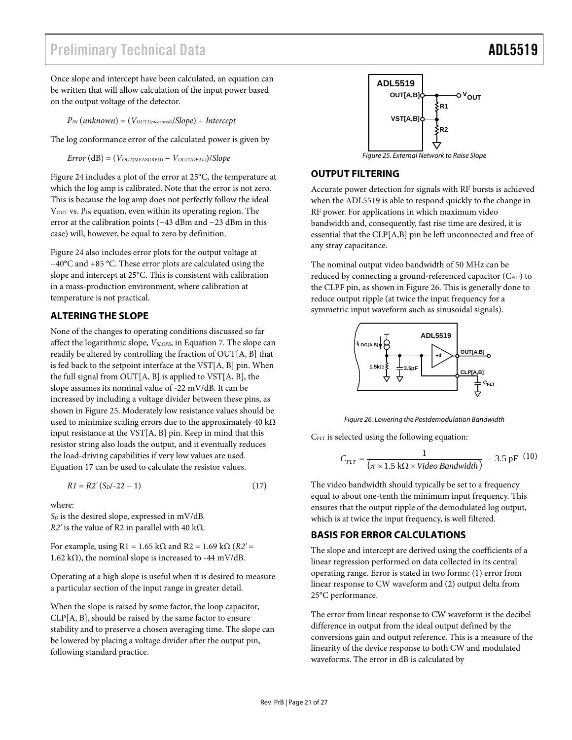Once slope and intercept have been calculated, an equation can be written that will allow calculation of the input power based on the output voltage of the detector.

$$P_{IN}\,(unknown) = (V_{OUT1(measured)}/Slope) + Intercept$$

The log conformance error of the calculated power is given by

$$Error\,(\text{dB}) = (V_{OUT(\text{MEASURED})} - V_{OUT(IDEAL)})/Slope$$

Figure 24 includes a plot of the error at 25°C, the temperature at which the log amp is calibrated. Note that the error is not zero. This is because the log amp does not perfectly follow the ideal $V_{OUT}$ vs. $P_{IN}$ equation, even within its operating region. The error at the calibration points (−43 dBm and −23 dBm in this case) will, however, be equal to zero by definition.

Figure 24 also includes error plots for the output voltage at −40°C and +85 °C. These error plots are calculated using the slope and intercept at 25°C. This is consistent with calibration in a mass-production environment, where calibration at temperature is not practical.

## ALTERING THE SLOPE

None of the changes to operating conditions discussed so far affect the logarithmic slope, $V_{SLOPE}$, in Equation 7. The slope can readily be altered by controlling the fraction of OUT[A, B] that is fed back to the setpoint interface at the VST[A, B] pin. When the full signal from OUT[A, B] is applied to VST[A, B], the slope assumes its nominal value of -22 mV/dB. It can be increased by including a voltage divider between these pins, as shown in Figure 25. Moderately low resistance values should be used to minimize scaling errors due to the approximately 40 kΩ input resistance at the VST[A, B] pin. Keep in mind that this resistor string also loads the output, and it eventually reduces the load-driving capabilities if very low values are used. Equation 17 can be used to calculate the resistor values.

$$R1 = R2'\,(S_D/\text{-}22 - 1) \qquad (17)$$

where:
$S_D$ is the desired slope, expressed in mV/dB.
$R2'$ is the value of R2 in parallel with 40 kΩ.

For example, using R1 = 1.65 kΩ and R2 = 1.69 kΩ ($R2'$ = 1.62 kΩ), the nominal slope is increased to -44 mV/dB.

Operating at a high slope is useful when it is desired to measure a particular section of the input range in greater detail.

When the slope is raised by some factor, the loop capacitor, CLP[A, B], should be raised by the same factor to ensure stability and to preserve a chosen averaging time. The slope can be lowered by placing a voltage divider after the output pin, following standard practice.

Figure 25. External Network to Raise Slope

## OUTPUT FILTERING

Accurate power detection for signals with RF bursts is achieved when the ADL5519 is able to respond quickly to the change in RF power. For applications in which maximum video bandwidth and, consequently, fast rise time are desired, it is essential that the CLP[A,B] pin be left unconnected and free of any stray capacitance.

The nominal output video bandwidth of 50 MHz can be reduced by connecting a ground-referenced capacitor ($C_{FLT}$) to the CLPF pin, as shown in Figure 26. This is generally done to reduce output ripple (at twice the input frequency for a symmetric input waveform such as sinusoidal signals).

Figure 26. Lowering the Postdemodulation Bandwidth

$C_{FLT}$ is selected using the following equation:

$$C_{FLT} = \frac{1}{(\pi \times 1.5\ \text{k}\Omega \times Video\ Bandwidth)} - 3.5\ \text{pF} \quad (10)$$

The video bandwidth should typically be set to a frequency equal to about one-tenth the minimum input frequency. This ensures that the output ripple of the demodulated log output, which is at twice the input frequency, is well filtered.

## BASIS FOR ERROR CALCULATIONS

The slope and intercept are derived using the coefficients of a linear regression performed on data collected in its central operating range. Error is stated in two forms: (1) error from linear response to CW waveform and (2) output delta from 25°C performance.

The error from linear response to CW waveform is the decibel difference in output from the ideal output defined by the conversions gain and output reference. This is a measure of the linearity of the device response to both CW and modulated waveforms. The error in dB is calculated by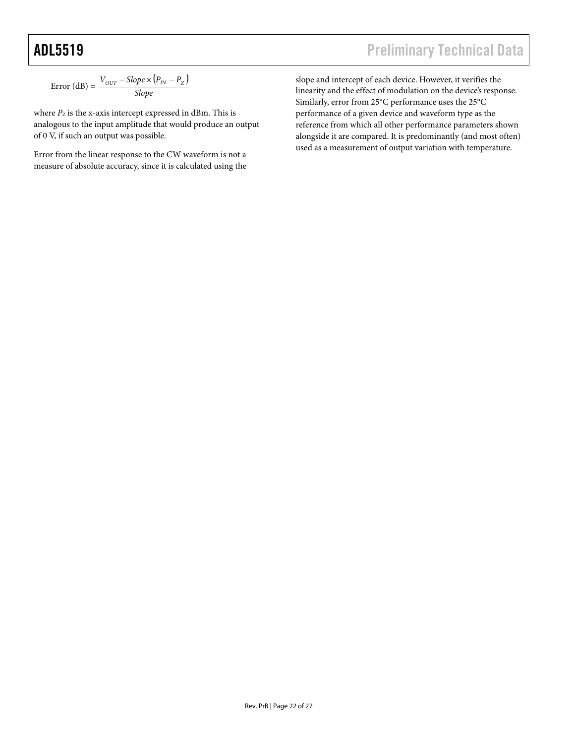$$\text{Error (dB)} = \frac{V_{OUT} - Slope \times (P_{IN} - P_Z)}{Slope}$$

where $P_Z$ is the x-axis intercept expressed in dBm. This is analogous to the input amplitude that would produce an output of 0 V, if such an output was possible.

Error from the linear response to the CW waveform is not a measure of absolute accuracy, since it is calculated using the slope and intercept of each device. However, it verifies the linearity and the effect of modulation on the device's response. Similarly, error from 25°C performance uses the 25°C performance of a given device and waveform type as the reference from which all other performance parameters shown alongside it are compared. It is predominantly (and most often) used as a measurement of output variation with temperature.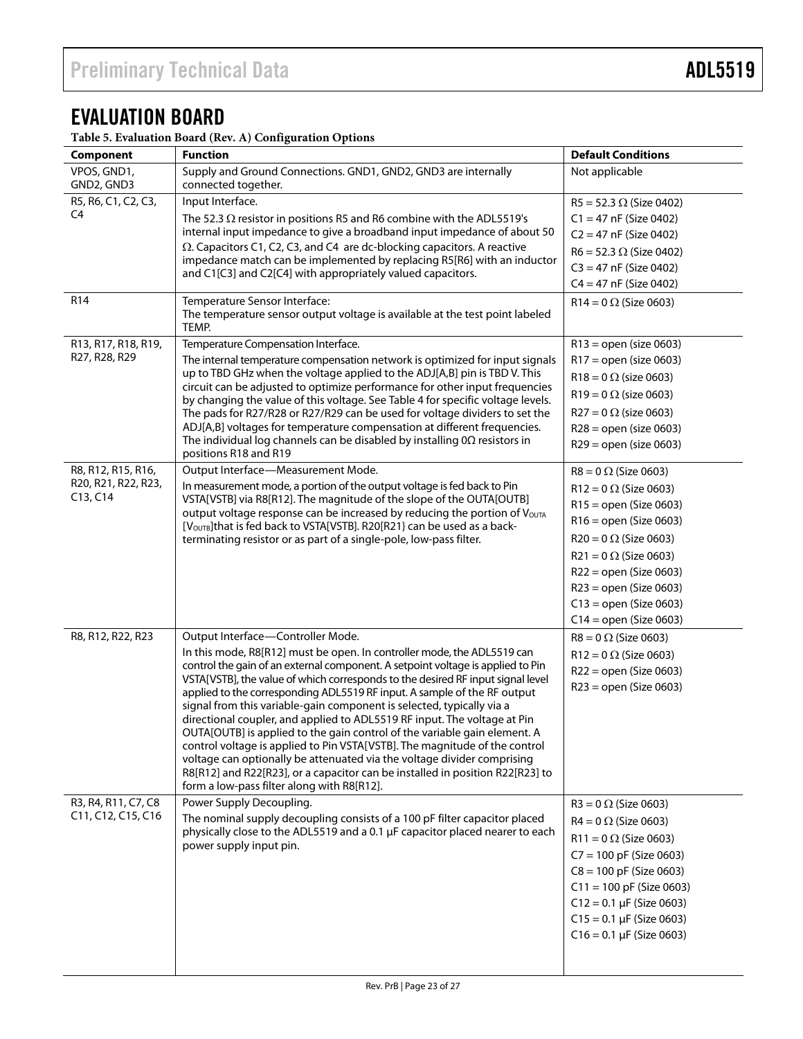# EVALUATION BOARD

**Table 5. Evaluation Board (Rev. A) Configuration Options**

| Component | Function | Default Conditions |
|---|---|---|
| VPOS, GND1, GND2, GND3 | Supply and Ground Connections. GND1, GND2, GND3 are internally connected together. | Not applicable |
| R5, R6, C1, C2, C3, C4 | Input Interface.<br>The 52.3 Ω resistor in positions R5 and R6 combine with the ADL5519's internal input impedance to give a broadband input impedance of about 50 Ω. Capacitors C1, C2, C3, and C4 are dc-blocking capacitors. A reactive impedance match can be implemented by replacing R5[R6] with an inductor and C1[C3] and C2[C4] with appropriately valued capacitors. | R5 = 52.3 Ω (Size 0402)<br>C1 = 47 nF (Size 0402)<br>C2 = 47 nF (Size 0402)<br>R6 = 52.3 Ω (Size 0402)<br>C3 = 47 nF (Size 0402)<br>C4 = 47 nF (Size 0402) |
| R14 | Temperature Sensor Interface:<br>The temperature sensor output voltage is available at the test point labeled TEMP. | R14 = 0 Ω (Size 0603) |
| R13, R17, R18, R19, R27, R28, R29 | Temperature Compensation Interface.<br>The internal temperature compensation network is optimized for input signals up to TBD GHz when the voltage applied to the ADJ[A,B] pin is TBD V. This circuit can be adjusted to optimize performance for other input frequencies by changing the value of this voltage. See Table 4 for specific voltage levels. The pads for R27/R28 or R27/R29 can be used for voltage dividers to set the ADJ[A,B] voltages for temperature compensation at different frequencies. The individual log channels can be disabled by installing 0Ω resistors in positions R18 and R19 | R13 = open (size 0603)<br>R17 = open (size 0603)<br>R18 = 0 Ω (size 0603)<br>R19 = 0 Ω (size 0603)<br>R27 = 0 Ω (size 0603)<br>R28 = open (size 0603)<br>R29 = open (size 0603) |
| R8, R12, R15, R16, R20, R21, R22, R23, C13, C14 | Output Interface—Measurement Mode.<br>In measurement mode, a portion of the output voltage is fed back to Pin VSTA[VSTB] via R8[R12]. The magnitude of the slope of the OUTA[OUTB] output voltage response can be increased by reducing the portion of $V_{OUTA}$ [$V_{OUTB}$]that is fed back to VSTA[VSTB]. R20[R21} can be used as a back-terminating resistor or as part of a single-pole, low-pass filter. | R8 = 0 Ω (Size 0603)<br>R12 = 0 Ω (Size 0603)<br>R15 = open (Size 0603)<br>R16 = open (Size 0603)<br>R20 = 0 Ω (Size 0603)<br>R21 = 0 Ω (Size 0603)<br>R22 = open (Size 0603)<br>R23 = open (Size 0603)<br>C13 = open (Size 0603)<br>C14 = open (Size 0603) |
| R8, R12, R22, R23 | Output Interface—Controller Mode.<br>In this mode, R8[R12] must be open. In controller mode, the ADL5519 can control the gain of an external component. A setpoint voltage is applied to Pin VSTA[VSTB], the value of which corresponds to the desired RF input signal level applied to the corresponding ADL5519 RF input. A sample of the RF output signal from this variable-gain component is selected, typically via a directional coupler, and applied to ADL5519 RF input. The voltage at Pin OUTA[OUTB] is applied to the gain control of the variable gain element. A control voltage is applied to Pin VSTA[VSTB]. The magnitude of the control voltage can optionally be attenuated via the voltage divider comprising R8[R12] and R22[R23], or a capacitor can be installed in position R22[R23] to form a low-pass filter along with R8[R12]. | R8 = 0 Ω (Size 0603)<br>R12 = 0 Ω (Size 0603)<br>R22 = open (Size 0603)<br>R23 = open (Size 0603) |
| R3, R4, R11, C7, C8 C11, C12, C15, C16 | Power Supply Decoupling.<br>The nominal supply decoupling consists of a 100 pF filter capacitor placed physically close to the ADL5519 and a 0.1 µF capacitor placed nearer to each power supply input pin. | R3 = 0 Ω (Size 0603)<br>R4 = 0 Ω (Size 0603)<br>R11 = 0 Ω (Size 0603)<br>C7 = 100 pF (Size 0603)<br>C8 = 100 pF (Size 0603)<br>C11 = 100 pF (Size 0603)<br>C12 = 0.1 µF (Size 0603)<br>C15 = 0.1 µF (Size 0603)<br>C16 = 0.1 µF (Size 0603) |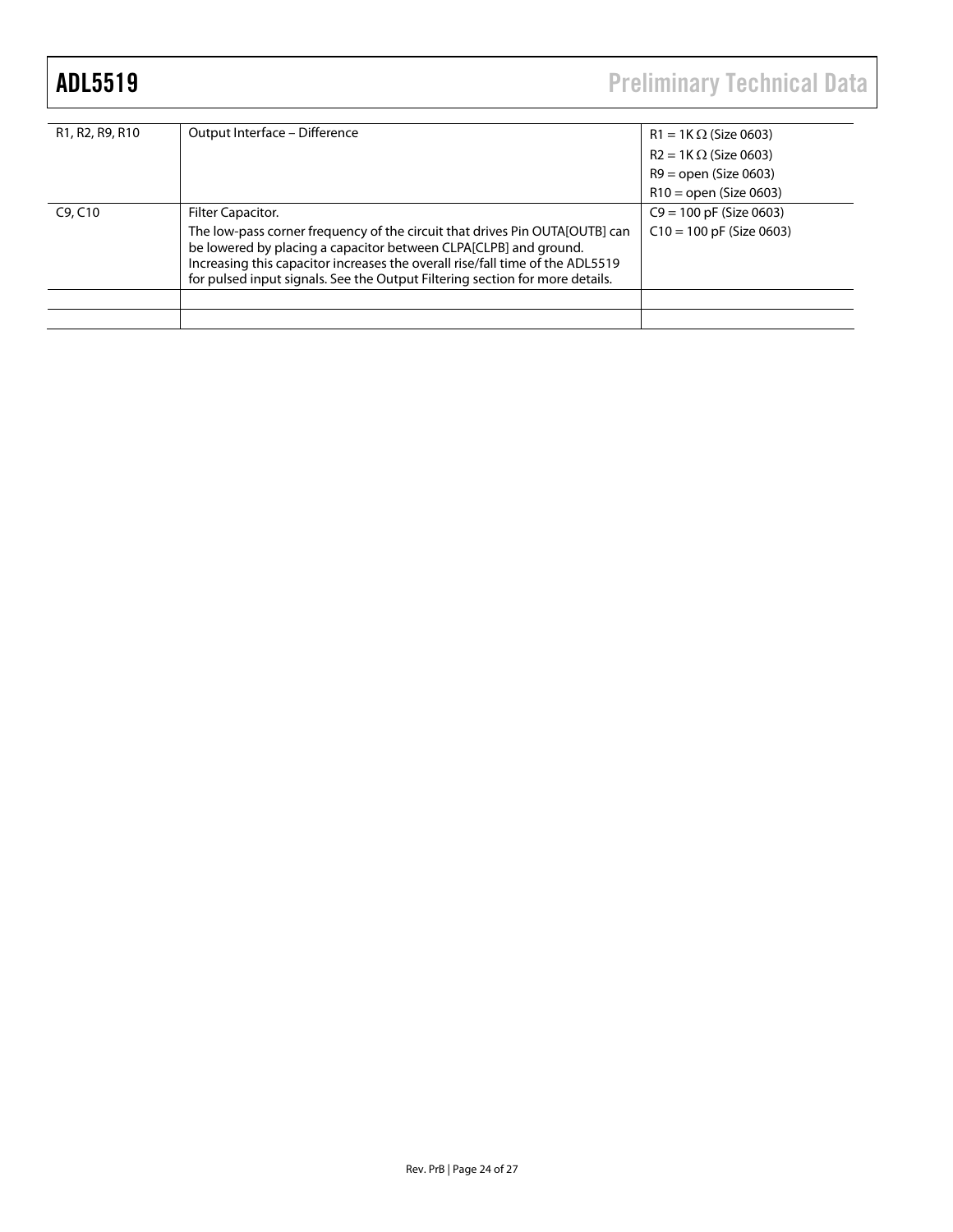| | | |
|---|---|---|
| R1, R2, R9, R10 | Output Interface – Difference | R1 = 1K Ω (Size 0603)<br>R2 = 1K Ω (Size 0603)<br>R9 = open (Size 0603)<br>R10 = open (Size 0603) |
| C9, C10 | Filter Capacitor.<br>The low-pass corner frequency of the circuit that drives Pin OUTA[OUTB] can be lowered by placing a capacitor between CLPA[CLPB] and ground. Increasing this capacitor increases the overall rise/fall time of the ADL5519 for pulsed input signals. See the Output Filtering section for more details. | C9 = 100 pF (Size 0603)<br>C10 = 100 pF (Size 0603) |
| | | |
| | | |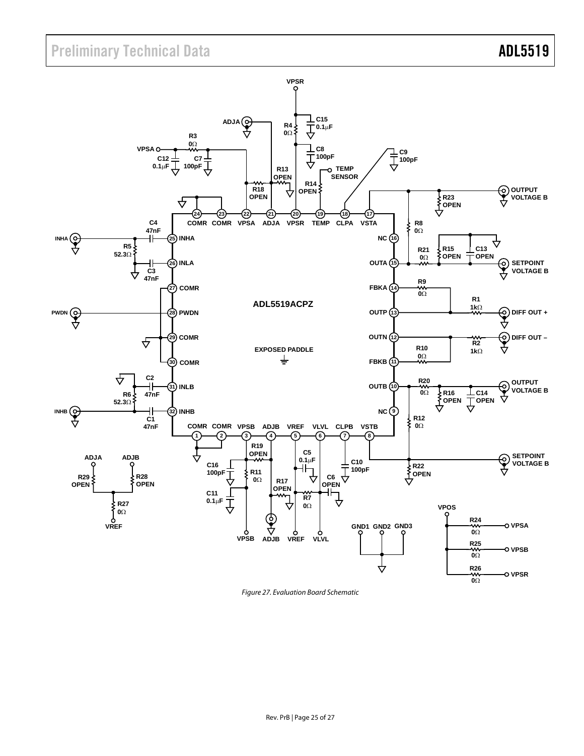Figure 27. Evaluation Board Schematic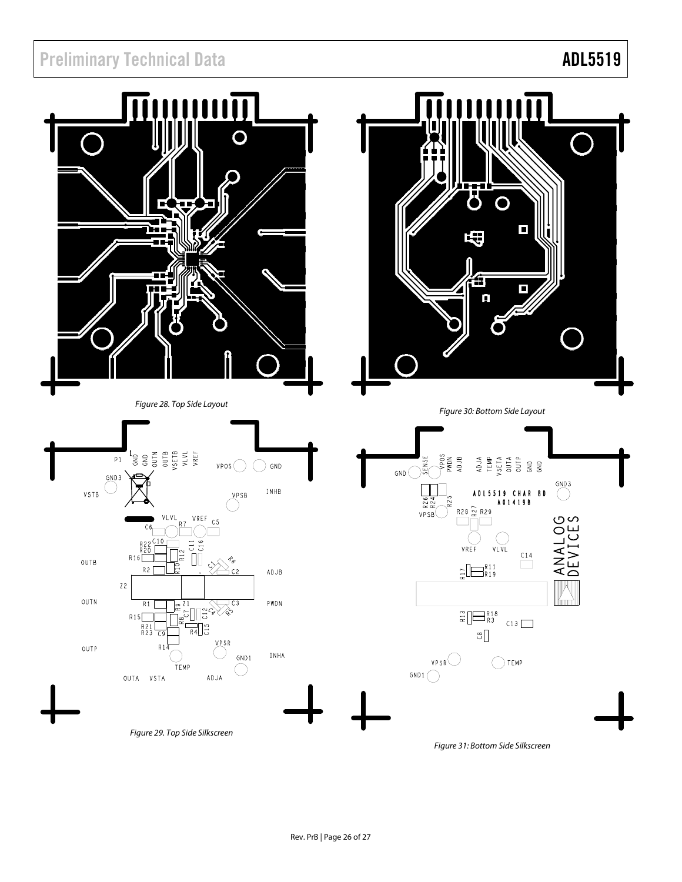Figure 28. Top Side Layout

Figure 30: Bottom Side Layout

Figure 29. Top Side Silkscreen

Figure 31: Bottom Side Silkscreen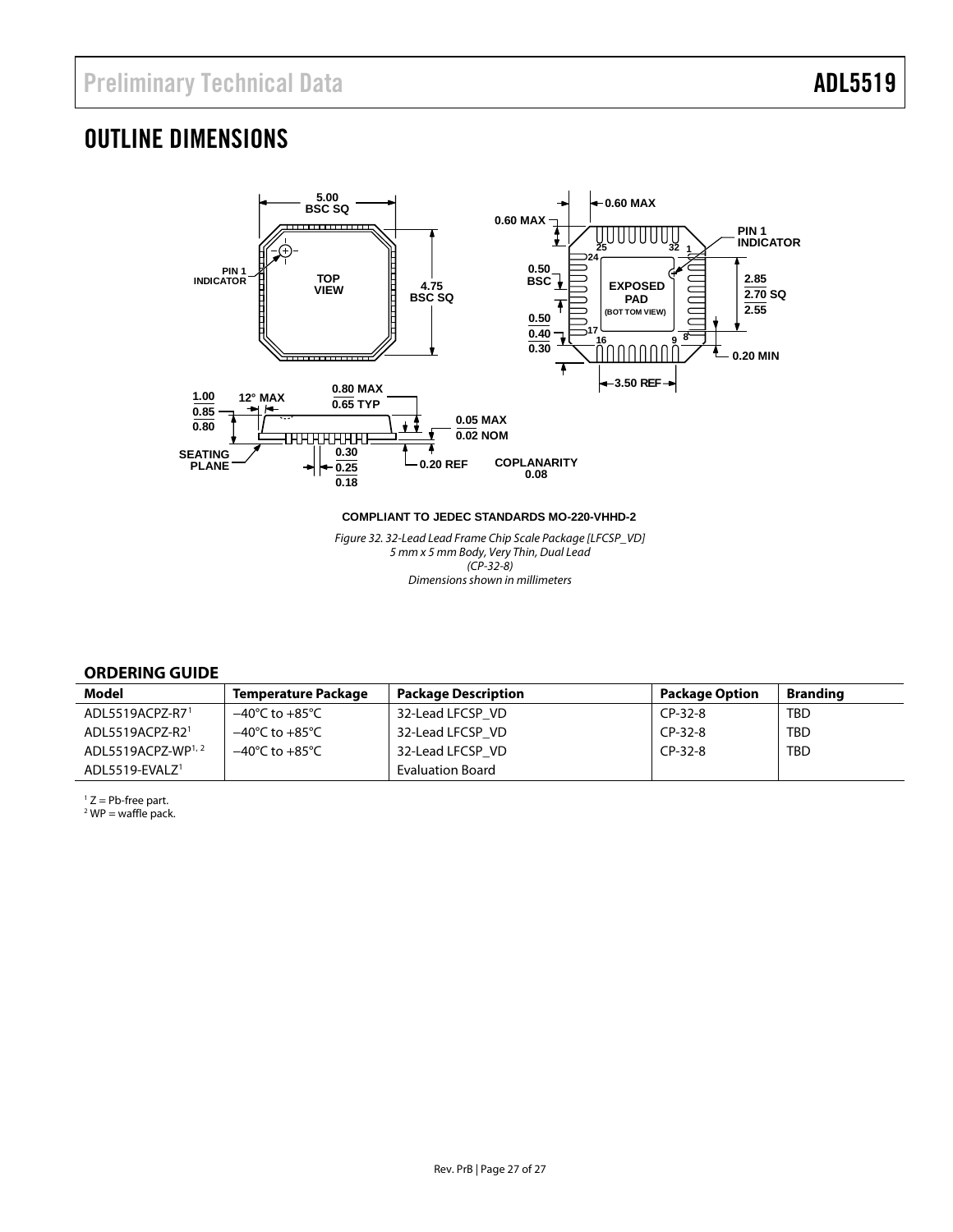## OUTLINE DIMENSIONS

5.00 BSC SQ

PIN 1 INDICATOR

TOP VIEW

4.75 BSC SQ

0.60 MAX

0.60 MAX

PIN 1 INDICATOR

25 32 1 24

0.50 BSC

EXPOSED PAD (BOTTOM VIEW)

2.85 2.70 SQ 2.55

0.50 0.40 0.30

17 16 9 8

0.20 MIN

3.50 REF

1.00 0.85 0.80

12° MAX

0.80 MAX 0.65 TYP

0.05 MAX 0.02 NOM

SEATING PLANE

0.30 0.25 0.18

0.20 REF

COPLANARITY 0.08

COMPLIANT TO JEDEC STANDARDS MO-220-VHHD-2

*Figure 32. 32-Lead Lead Frame Chip Scale Package [LFCSP_VD] 5 mm x 5 mm Body, Very Thin, Dual Lead (CP-32-8) Dimensions shown in millimeters*

### ORDERING GUIDE

| Model | Temperature Package | Package Description | Package Option | Branding |
|---|---|---|---|---|
| ADL5519ACPZ-R7[1] | −40°C to +85°C | 32-Lead LFCSP_VD | CP-32-8 | TBD |
| ADL5519ACPZ-R2[1] | −40°C to +85°C | 32-Lead LFCSP_VD | CP-32-8 | TBD |
| ADL5519ACPZ-WP[1, 2] | −40°C to +85°C | 32-Lead LFCSP_VD | CP-32-8 | TBD |
| ADL5519-EVALZ[1] | | Evaluation Board | | |

[1] Z = Pb-free part.
[2] WP = waffle pack.